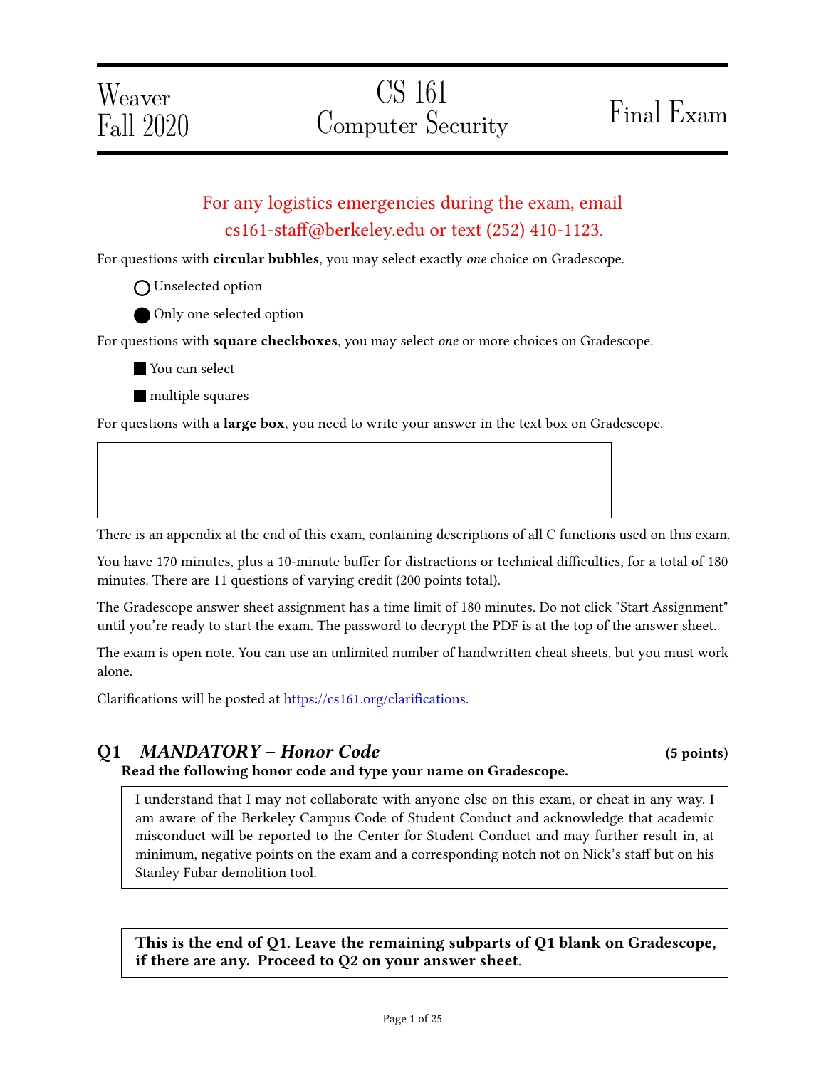Weaver
Fall 2020

# CS 161 Computer Security

# Final Exam

**For any logistics emergencies during the exam, email cs161-staff@berkeley.edu or text (252) 410-1123.**

For questions with **circular bubbles**, you may select exactly *one* choice on Gradescope.

○ Unselected option

● Only one selected option

For questions with **square checkboxes**, you may select *one* or more choices on Gradescope.

■ You can select

■ multiple squares

For questions with a **large box**, you need to write your answer in the text box on Gradescope.

There is an appendix at the end of this exam, containing descriptions of all C functions used on this exam.

You have 170 minutes, plus a 10-minute buffer for distractions or technical difficulties, for a total of 180 minutes. There are 11 questions of varying credit (200 points total).

The Gradescope answer sheet assignment has a time limit of 180 minutes. Do not click "Start Assignment" until you're ready to start the exam. The password to decrypt the PDF is at the top of the answer sheet.

The exam is open note. You can use an unlimited number of handwritten cheat sheets, but you must work alone.

Clarifications will be posted at https://cs161.org/clarifications.

## Q1 *MANDATORY – Honor Code* (5 points)

**Read the following honor code and type your name on Gradescope.**

I understand that I may not collaborate with anyone else on this exam, or cheat in any way. I am aware of the Berkeley Campus Code of Student Conduct and acknowledge that academic misconduct will be reported to the Center for Student Conduct and may further result in, at minimum, negative points on the exam and a corresponding notch not on Nick's staff but on his Stanley Fubar demolition tool.

**This is the end of Q1. Leave the remaining subparts of Q1 blank on Gradescope, if there are any. Proceed to Q2 on your answer sheet**.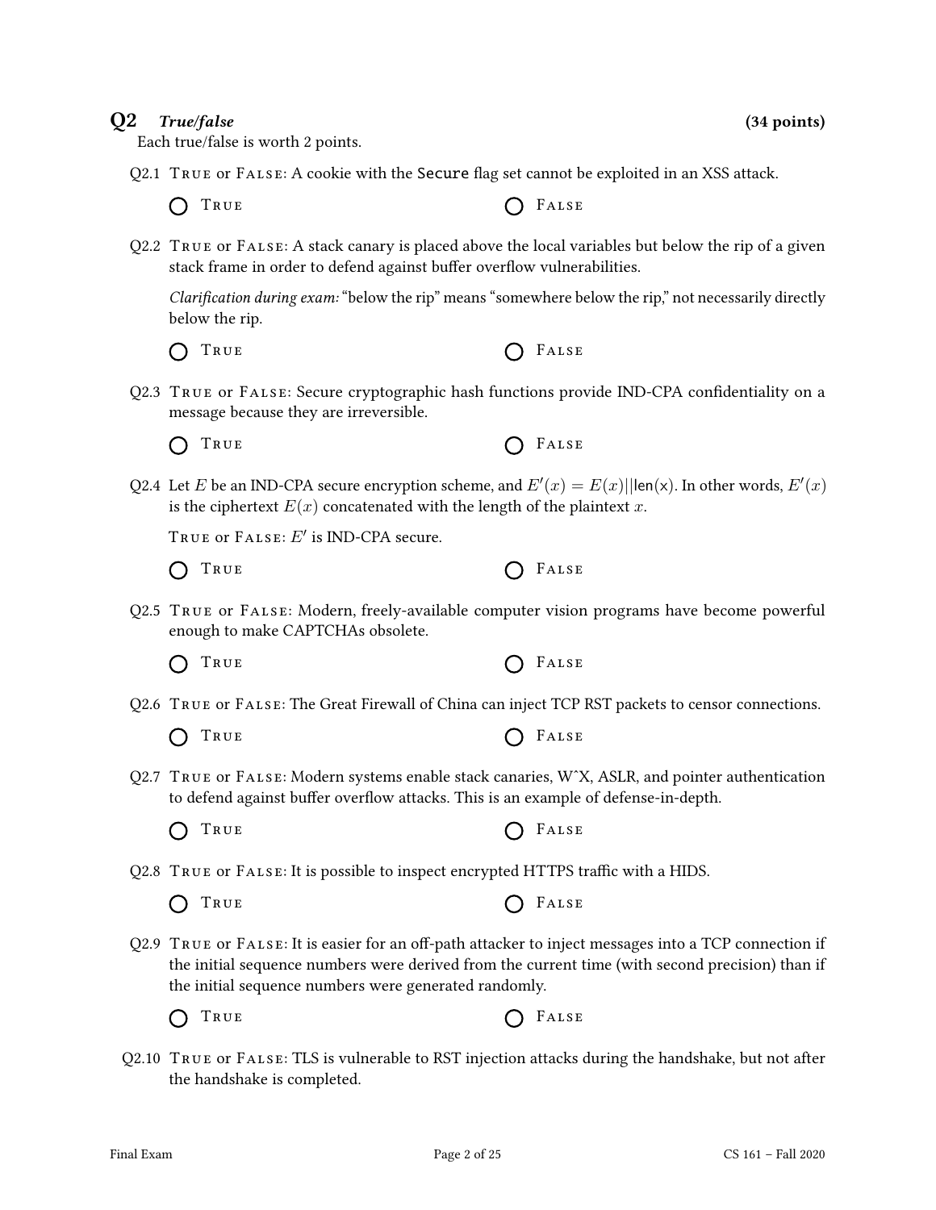## Q2 *True/false* (34 points)

Each true/false is worth 2 points.

Q2.1 TRUE or FALSE: A cookie with the `Secure` flag set cannot be exploited in an XSS attack.

○ TRUE ○ FALSE

Q2.2 TRUE or FALSE: A stack canary is placed above the local variables but below the rip of a given stack frame in order to defend against buffer overflow vulnerabilities.

*Clarification during exam:* "below the rip" means "somewhere below the rip," not necessarily directly below the rip.

○ TRUE ○ FALSE

Q2.3 TRUE or FALSE: Secure cryptographic hash functions provide IND-CPA confidentiality on a message because they are irreversible.

○ TRUE ○ FALSE

Q2.4 Let $E$ be an IND-CPA secure encryption scheme, and $E'(x) = E(x)||\mathsf{len}(\mathsf{x})$. In other words, $E'(x)$ is the ciphertext $E(x)$ concatenated with the length of the plaintext $x$.

TRUE or FALSE: $E'$ is IND-CPA secure.

○ TRUE ○ FALSE

Q2.5 TRUE or FALSE: Modern, freely-available computer vision programs have become powerful enough to make CAPTCHAs obsolete.

○ TRUE ○ FALSE

Q2.6 TRUE or FALSE: The Great Firewall of China can inject TCP RST packets to censor connections.

○ TRUE ○ FALSE

Q2.7 TRUE or FALSE: Modern systems enable stack canaries, W^X, ASLR, and pointer authentication to defend against buffer overflow attacks. This is an example of defense-in-depth.

○ TRUE ○ FALSE

Q2.8 TRUE or FALSE: It is possible to inspect encrypted HTTPS traffic with a HIDS.

○ TRUE ○ FALSE

Q2.9 TRUE or FALSE: It is easier for an off-path attacker to inject messages into a TCP connection if the initial sequence numbers were derived from the current time (with second precision) than if the initial sequence numbers were generated randomly.

○ TRUE ○ FALSE

Q2.10 TRUE or FALSE: TLS is vulnerable to RST injection attacks during the handshake, but not after the handshake is completed.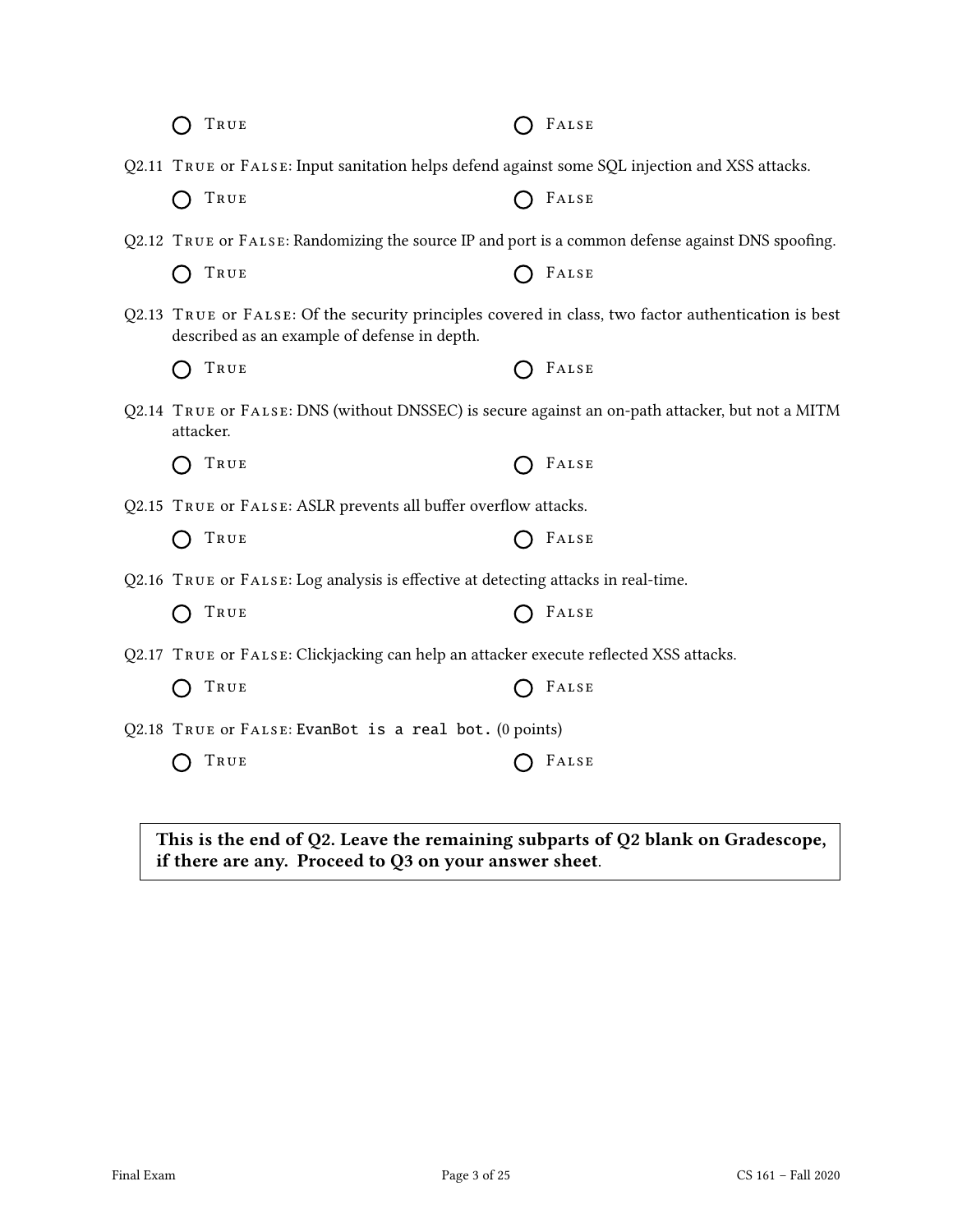◯ True ◯ False

Q2.11 True or False: Input sanitation helps defend against some SQL injection and XSS attacks.

◯ True ◯ False

Q2.12 True or False: Randomizing the source IP and port is a common defense against DNS spoofing.

◯ True ◯ False

Q2.13 True or False: Of the security principles covered in class, two factor authentication is best described as an example of defense in depth.

◯ True ◯ False

Q2.14 True or False: DNS (without DNSSEC) is secure against an on-path attacker, but not a MITM attacker.

◯ True ◯ False

Q2.15 True or False: ASLR prevents all buffer overflow attacks.

◯ True ◯ False

Q2.16 True or False: Log analysis is effective at detecting attacks in real-time.

◯ True ◯ False

Q2.17 True or False: Clickjacking can help an attacker execute reflected XSS attacks.

◯ True ◯ False

Q2.18 True or False: `EvanBot is a real bot.` (0 points)

◯ True ◯ False

**This is the end of Q2. Leave the remaining subparts of Q2 blank on Gradescope, if there are any. Proceed to Q3 on your answer sheet.**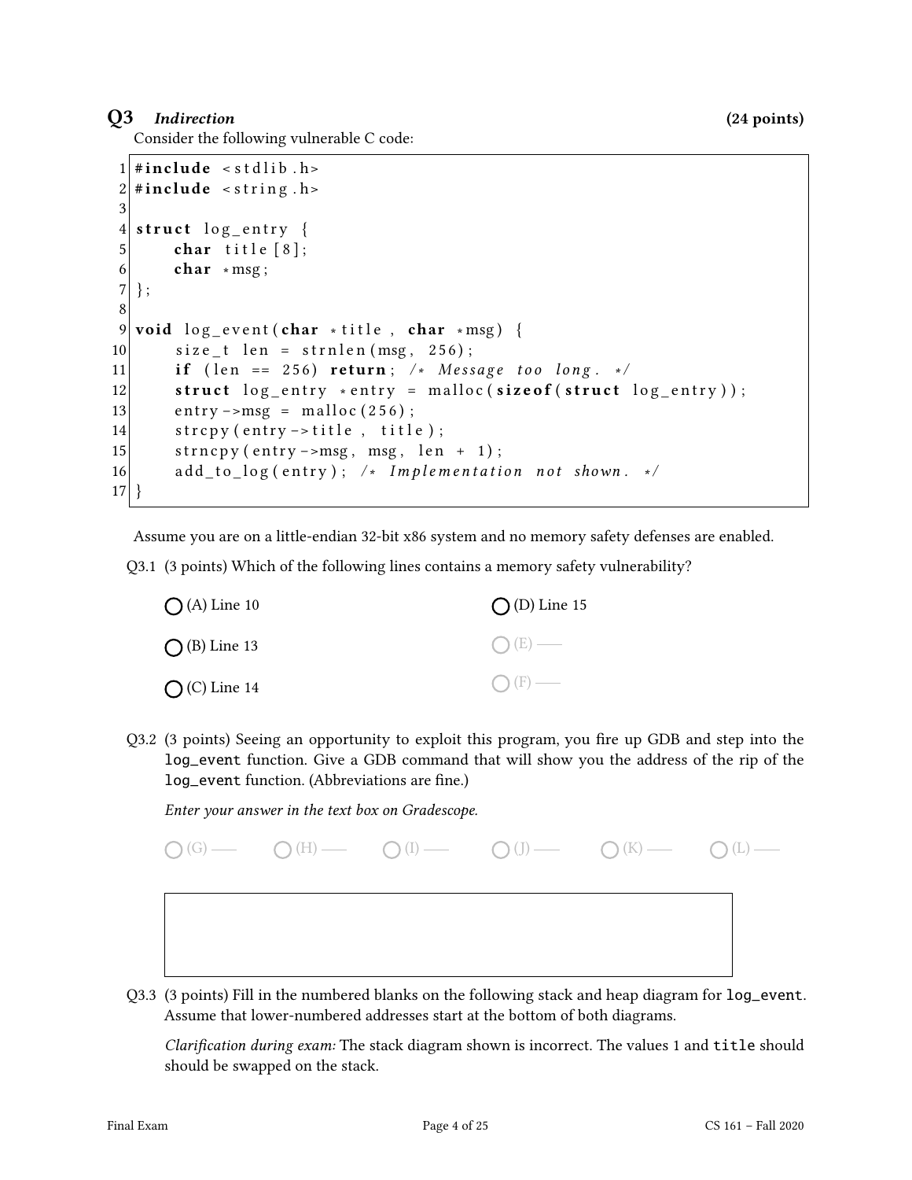## Q3 *Indirection* (24 points)

Consider the following vulnerable C code:

```
1  #include <stdlib.h>
2  #include <string.h>
3
4  struct log_entry {
5      char title[8];
6      char *msg;
7  };
8
9  void log_event(char *title, char *msg) {
10     size_t len = strnlen(msg, 256);
11     if (len == 256) return; /* Message too long. */
12     struct log_entry *entry = malloc(sizeof(struct log_entry));
13     entry->msg = malloc(256);
14     strcpy(entry->title, title);
15     strncpy(entry->msg, msg, len + 1);
16     add_to_log(entry); /* Implementation not shown. */
17 }
```

Assume you are on a little-endian 32-bit x86 system and no memory safety defenses are enabled.

Q3.1 (3 points) Which of the following lines contains a memory safety vulnerability?

- ◯ (A) Line 10
- ◯ (B) Line 13
- ◯ (C) Line 14
- ◯ (D) Line 15
- ◯ (E) ——
- ◯ (F) ——

Q3.2 (3 points) Seeing an opportunity to exploit this program, you fire up GDB and step into the `log_event` function. Give a GDB command that will show you the address of the rip of the `log_event` function. (Abbreviations are fine.)

*Enter your answer in the text box on Gradescope.*

- ◯ (G) ——
- ◯ (H) ——
- ◯ (I) ——
- ◯ (J) ——
- ◯ (K) ——
- ◯ (L) ——

Q3.3 (3 points) Fill in the numbered blanks on the following stack and heap diagram for `log_event`. Assume that lower-numbered addresses start at the bottom of both diagrams.

*Clarification during exam:* The stack diagram shown is incorrect. The values 1 and `title` should should be swapped on the stack.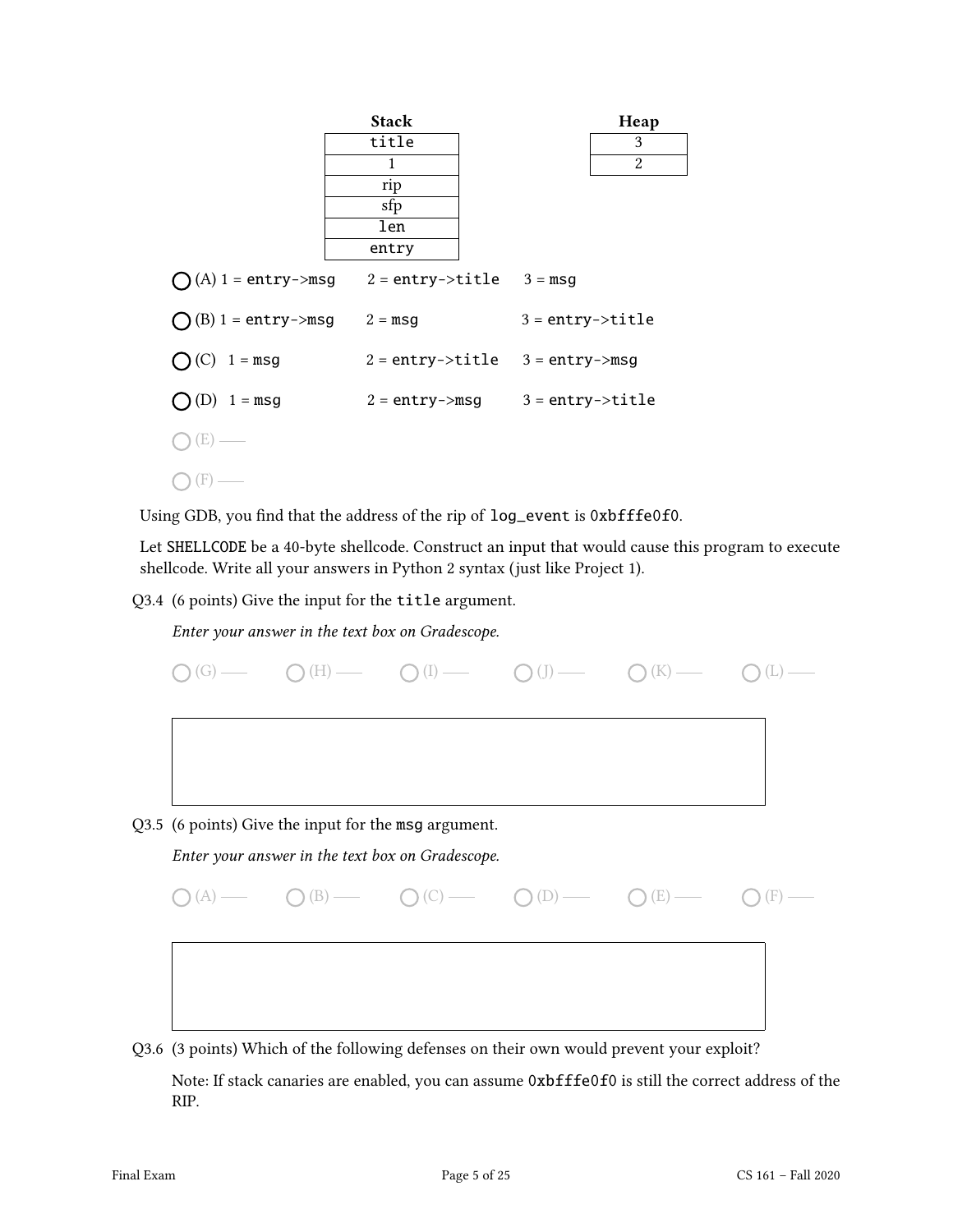| Stack |
| --- |
| title |
| 1 |
| rip |
| sfp |
| len |
| entry |

| Heap |
| --- |
| 3 |
| 2 |

◯ (A) 1 = `entry->msg` 2 = `entry->title` 3 = `msg`

◯ (B) 1 = `entry->msg` 2 = `msg` 3 = `entry->title`

◯ (C) 1 = `msg` 2 = `entry->title` 3 = `entry->msg`

◯ (D) 1 = `msg` 2 = `entry->msg` 3 = `entry->title`

◯ (E) —

◯ (F) —

Using GDB, you find that the address of the rip of `log_event` is `0xbfffe0f0`.

Let `SHELLCODE` be a 40-byte shellcode. Construct an input that would cause this program to execute shellcode. Write all your answers in Python 2 syntax (just like Project 1).

Q3.4 (6 points) Give the input for the `title` argument.

*Enter your answer in the text box on Gradescope.*

◯ (G) — ◯ (H) — ◯ (I) — ◯ (J) — ◯ (K) — ◯ (L) —

Q3.5 (6 points) Give the input for the `msg` argument.

*Enter your answer in the text box on Gradescope.*

◯ (A) — ◯ (B) — ◯ (C) — ◯ (D) — ◯ (E) — ◯ (F) —

Q3.6 (3 points) Which of the following defenses on their own would prevent your exploit?

Note: If stack canaries are enabled, you can assume `0xbfffe0f0` is still the correct address of the RIP.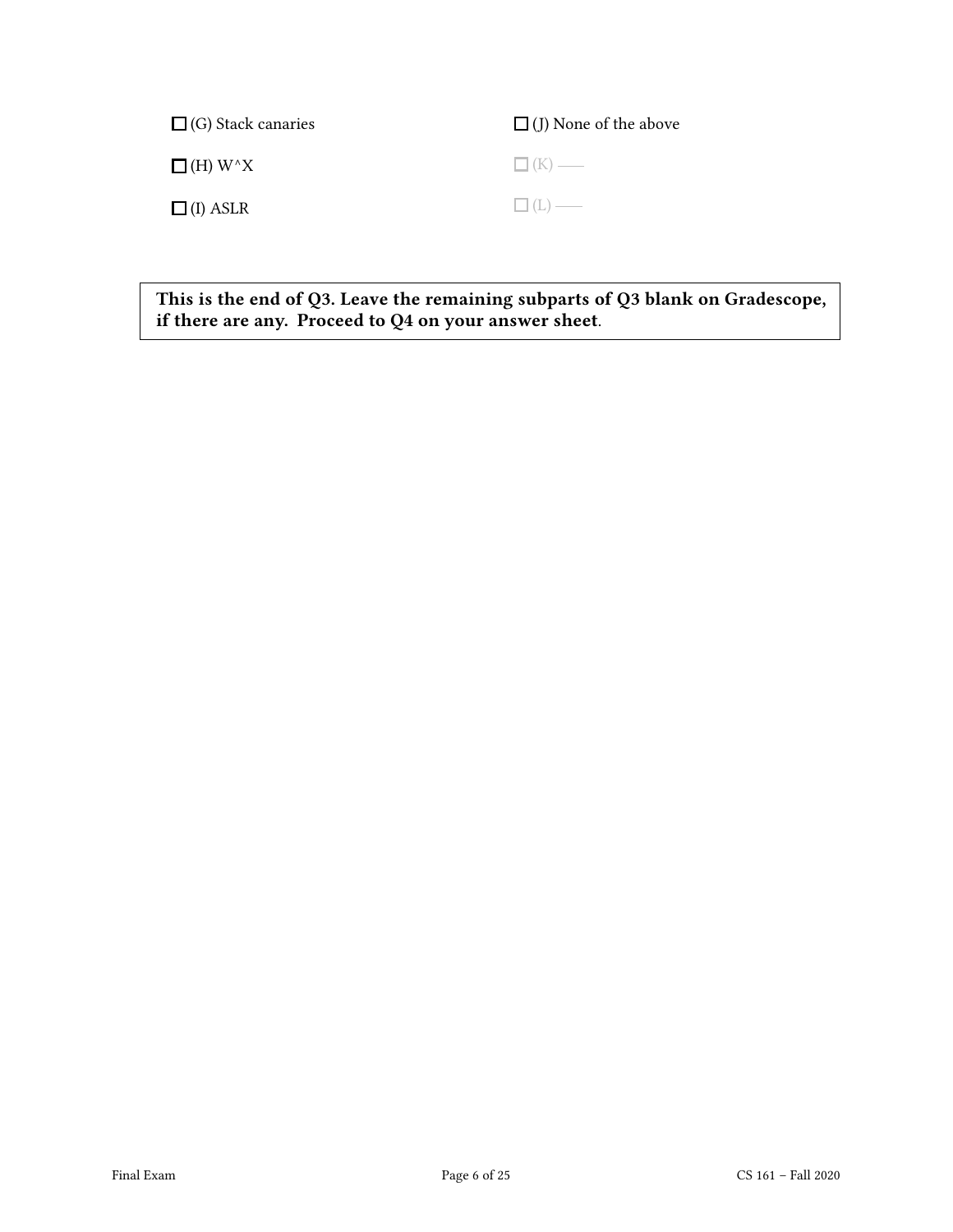☐ (G) Stack canaries

☐ (H) W^X

☐ (I) ASLR

☐ (J) None of the above

☐ (K) ——

☐ (L) ——

**This is the end of Q3. Leave the remaining subparts of Q3 blank on Gradescope, if there are any. Proceed to Q4 on your answer sheet**.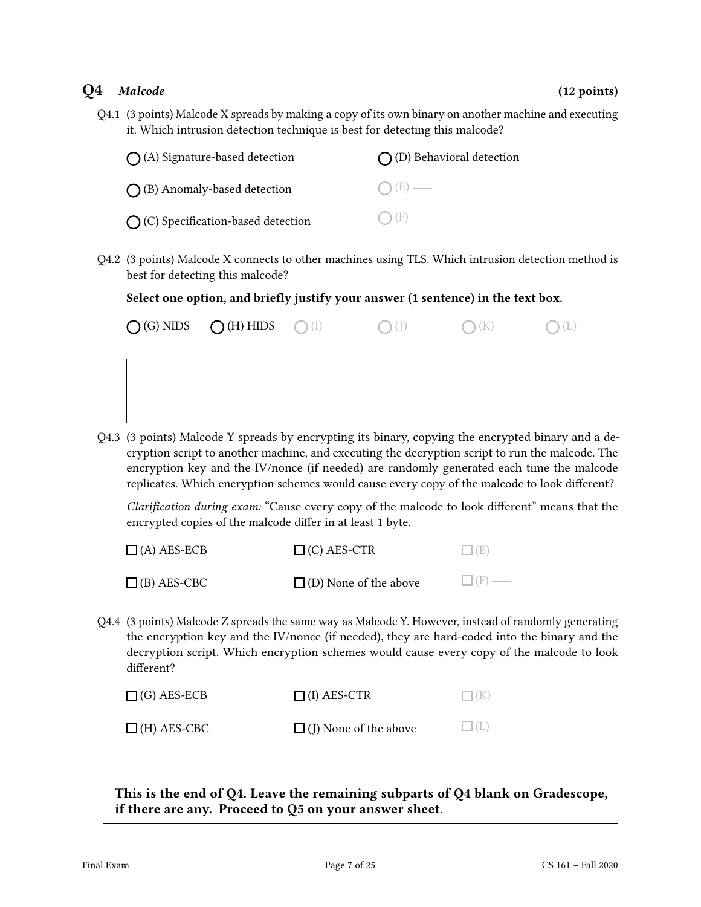## Q4 *Malcode* (12 points)

Q4.1 (3 points) Malcode X spreads by making a copy of its own binary on another machine and executing it. Which intrusion detection technique is best for detecting this malcode?

- ◯ (A) Signature-based detection
- ◯ (B) Anomaly-based detection
- ◯ (C) Specification-based detection
- ◯ (D) Behavioral detection
- ◯ (E) ——
- ◯ (F) ——

Q4.2 (3 points) Malcode X connects to other machines using TLS. Which intrusion detection method is best for detecting this malcode?

**Select one option, and briefly justify your answer (1 sentence) in the text box.**

◯ (G) NIDS ◯ (H) HIDS ◯ (I) —— ◯ (J) —— ◯ (K) —— ◯ (L) ——

Q4.3 (3 points) Malcode Y spreads by encrypting its binary, copying the encrypted binary and a decryption script to another machine, and executing the decryption script to run the malcode. The encryption key and the IV/nonce (if needed) are randomly generated each time the malcode replicates. Which encryption schemes would cause every copy of the malcode to look different?

*Clarification during exam:* "Cause every copy of the malcode to look different" means that the encrypted copies of the malcode differ in at least 1 byte.

- ☐ (A) AES-ECB
- ☐ (B) AES-CBC
- ☐ (C) AES-CTR
- ☐ (D) None of the above
- ☐ (E) ——
- ☐ (F) ——

Q4.4 (3 points) Malcode Z spreads the same way as Malcode Y. However, instead of randomly generating the encryption key and the IV/nonce (if needed), they are hard-coded into the binary and the decryption script. Which encryption schemes would cause every copy of the malcode to look different?

- ☐ (G) AES-ECB
- ☐ (H) AES-CBC
- ☐ (I) AES-CTR
- ☐ (J) None of the above
- ☐ (K) ——
- ☐ (L) ——

**This is the end of Q4. Leave the remaining subparts of Q4 blank on Gradescope, if there are any. Proceed to Q5 on your answer sheet.**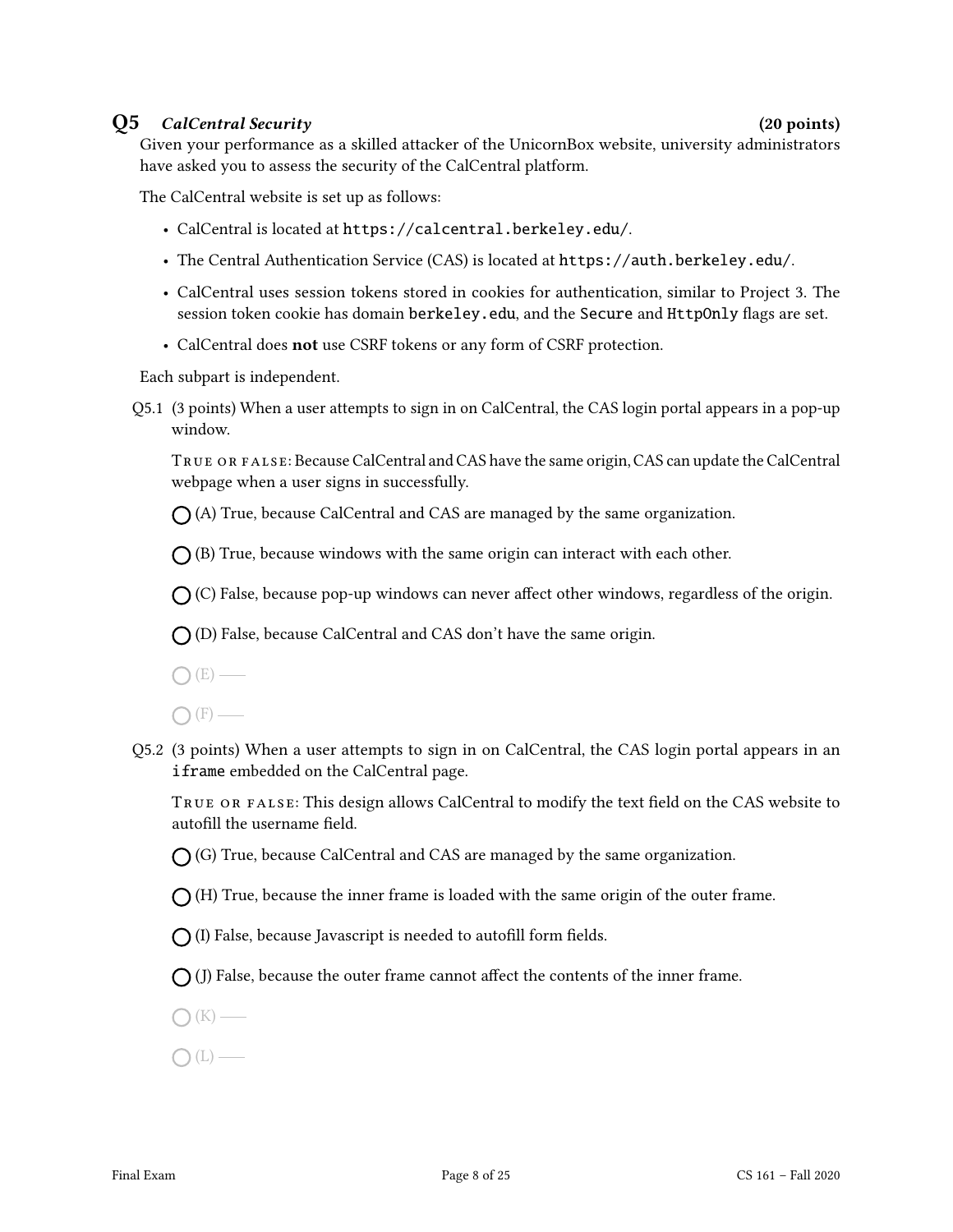## Q5 *CalCentral Security* (20 points)

Given your performance as a skilled attacker of the UnicornBox website, university administrators have asked you to assess the security of the CalCentral platform.

The CalCentral website is set up as follows:

- CalCentral is located at `https://calcentral.berkeley.edu/`.
- The Central Authentication Service (CAS) is located at `https://auth.berkeley.edu/`.
- CalCentral uses session tokens stored in cookies for authentication, similar to Project 3. The session token cookie has domain `berkeley.edu`, and the `Secure` and `HttpOnly` flags are set.
- CalCentral does **not** use CSRF tokens or any form of CSRF protection.

Each subpart is independent.

Q5.1 (3 points) When a user attempts to sign in on CalCentral, the CAS login portal appears in a pop-up window.

TRUE OR FALSE: Because CalCentral and CAS have the same origin, CAS can update the CalCentral webpage when a user signs in successfully.

◯ (A) True, because CalCentral and CAS are managed by the same organization.

◯ (B) True, because windows with the same origin can interact with each other.

◯ (C) False, because pop-up windows can never affect other windows, regardless of the origin.

◯ (D) False, because CalCentral and CAS don't have the same origin.

◯ (E) ——

◯ (F) ——

Q5.2 (3 points) When a user attempts to sign in on CalCentral, the CAS login portal appears in an `iframe` embedded on the CalCentral page.

TRUE OR FALSE: This design allows CalCentral to modify the text field on the CAS website to autofill the username field.

◯ (G) True, because CalCentral and CAS are managed by the same organization.

◯ (H) True, because the inner frame is loaded with the same origin of the outer frame.

◯ (I) False, because Javascript is needed to autofill form fields.

◯ (J) False, because the outer frame cannot affect the contents of the inner frame.

◯ (K) ——

◯ (L) ——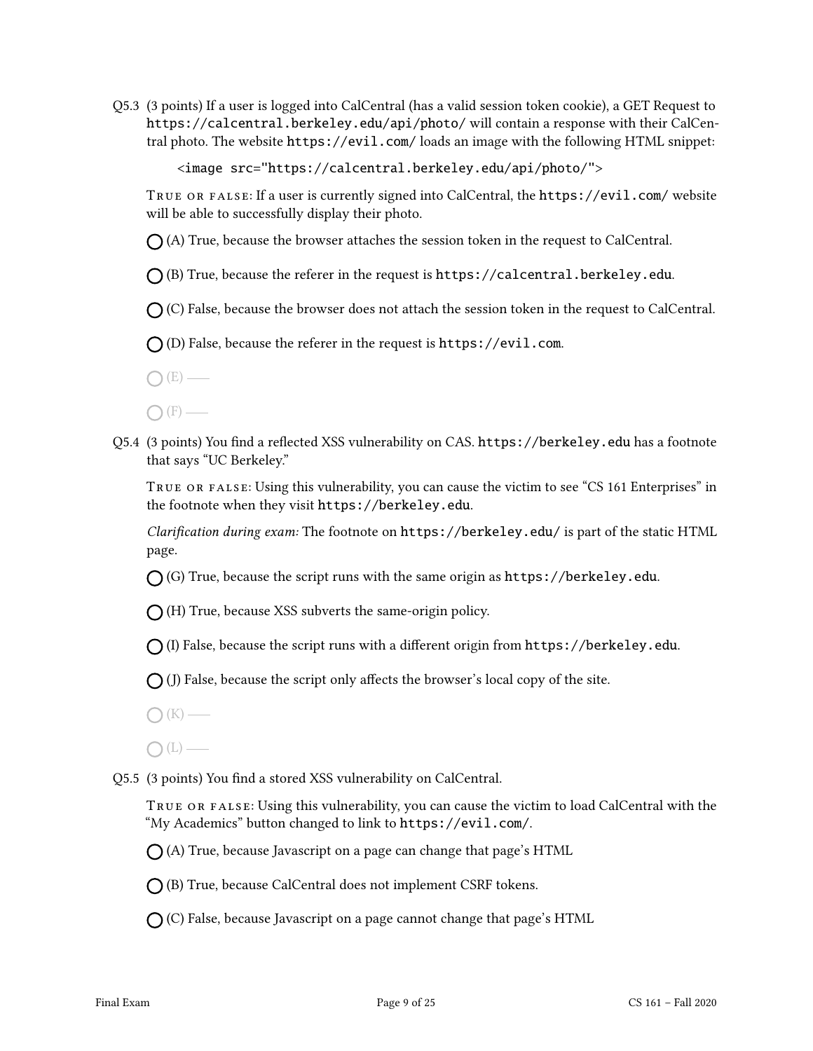Q5.3 (3 points) If a user is logged into CalCentral (has a valid session token cookie), a GET Request to `https://calcentral.berkeley.edu/api/photo/` will contain a response with their CalCentral photo. The website `https://evil.com/` loads an image with the following HTML snippet:

```
<image src="https://calcentral.berkeley.edu/api/photo/">
```

True or false: If a user is currently signed into CalCentral, the `https://evil.com/` website will be able to successfully display their photo.

◯ (A) True, because the browser attaches the session token in the request to CalCentral.

◯ (B) True, because the referer in the request is `https://calcentral.berkeley.edu`.

◯ (C) False, because the browser does not attach the session token in the request to CalCentral.

◯ (D) False, because the referer in the request is `https://evil.com`.

◯ (E) —

◯ (F) —

Q5.4 (3 points) You find a reflected XSS vulnerability on CAS. `https://berkeley.edu` has a footnote that says "UC Berkeley."

True or false: Using this vulnerability, you can cause the victim to see "CS 161 Enterprises" in the footnote when they visit `https://berkeley.edu`.

*Clarification during exam:* The footnote on `https://berkeley.edu/` is part of the static HTML page.

◯ (G) True, because the script runs with the same origin as `https://berkeley.edu`.

◯ (H) True, because XSS subverts the same-origin policy.

◯ (I) False, because the script runs with a different origin from `https://berkeley.edu`.

◯ (J) False, because the script only affects the browser's local copy of the site.

◯ (K) —

◯ (L) —

Q5.5 (3 points) You find a stored XSS vulnerability on CalCentral.

True or false: Using this vulnerability, you can cause the victim to load CalCentral with the "My Academics" button changed to link to `https://evil.com/`.

◯ (A) True, because Javascript on a page can change that page's HTML

◯ (B) True, because CalCentral does not implement CSRF tokens.

◯ (C) False, because Javascript on a page cannot change that page's HTML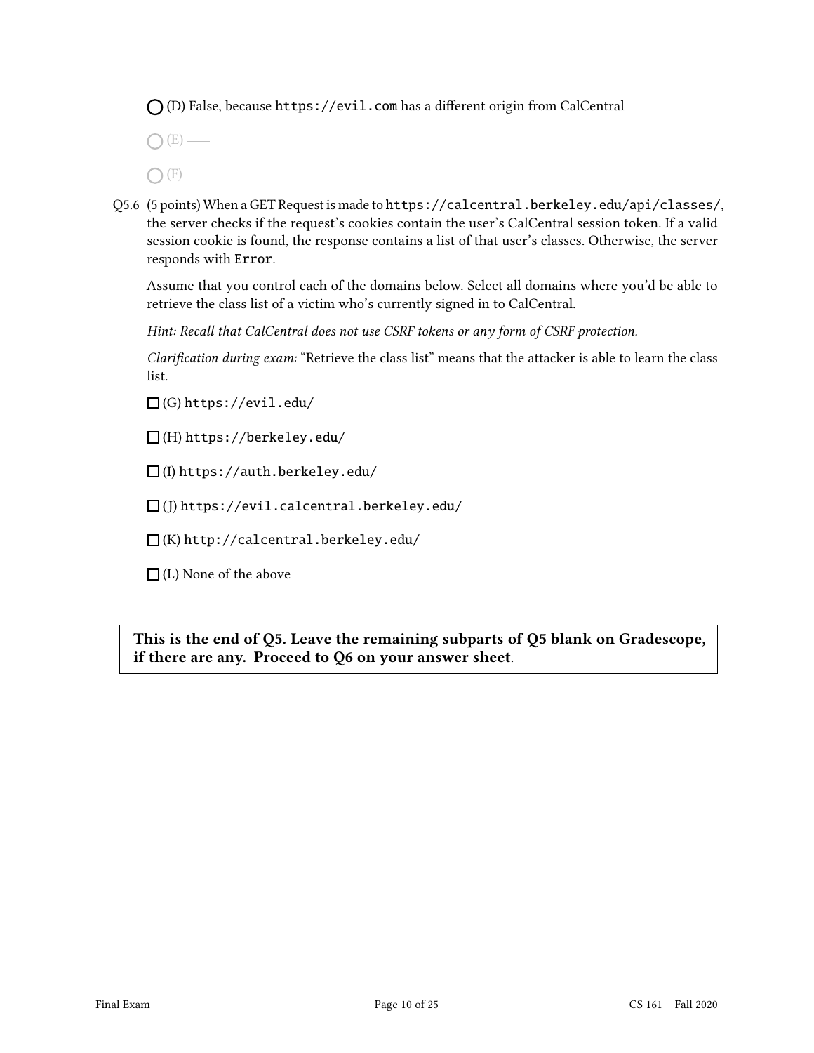◯ (D) False, because `https://evil.com` has a different origin from CalCentral

◯ (E) ——

◯ (F) ——

Q5.6 (5 points) When a GET Request is made to `https://calcentral.berkeley.edu/api/classes/`, the server checks if the request's cookies contain the user's CalCentral session token. If a valid session cookie is found, the response contains a list of that user's classes. Otherwise, the server responds with `Error`.

Assume that you control each of the domains below. Select all domains where you'd be able to retrieve the class list of a victim who's currently signed in to CalCentral.

*Hint: Recall that CalCentral does not use CSRF tokens or any form of CSRF protection.*

*Clarification during exam:* "Retrieve the class list" means that the attacker is able to learn the class list.

☐ (G) `https://evil.edu/`

☐ (H) `https://berkeley.edu/`

☐ (I) `https://auth.berkeley.edu/`

☐ (J) `https://evil.calcentral.berkeley.edu/`

☐ (K) `http://calcentral.berkeley.edu/`

☐ (L) None of the above

**This is the end of Q5. Leave the remaining subparts of Q5 blank on Gradescope, if there are any. Proceed to Q6 on your answer sheet.**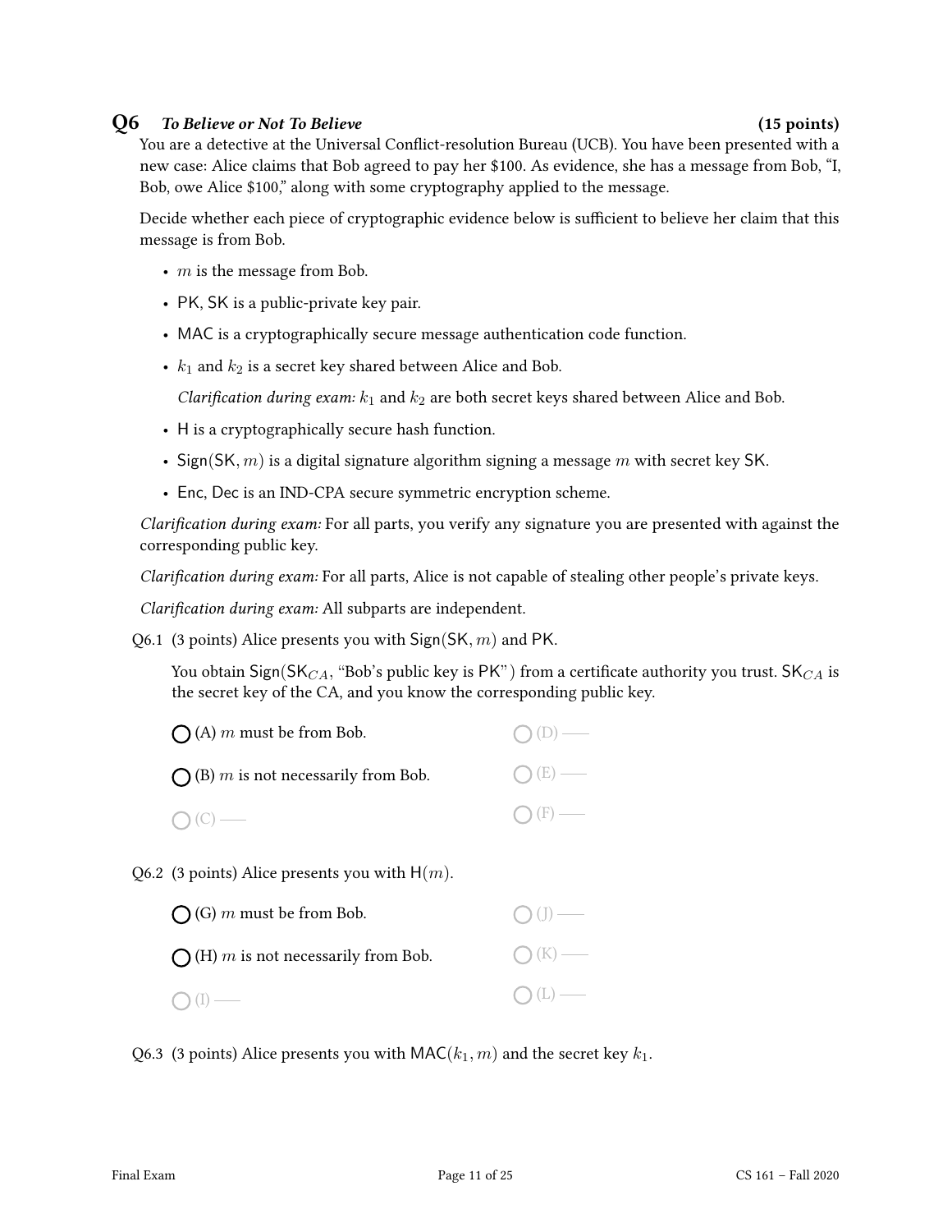## Q6 *To Believe or Not To Believe* **(15 points)**

You are a detective at the Universal Conflict-resolution Bureau (UCB). You have been presented with a new case: Alice claims that Bob agreed to pay her $100. As evidence, she has a message from Bob, "I, Bob, owe Alice $100," along with some cryptography applied to the message.

Decide whether each piece of cryptographic evidence below is sufficient to believe her claim that this message is from Bob.

- $m$ is the message from Bob.
- PK, SK is a public-private key pair.
- MAC is a cryptographically secure message authentication code function.
- $k_1$ and $k_2$ is a secret key shared between Alice and Bob.

  *Clarification during exam:* $k_1$ and $k_2$ are both secret keys shared between Alice and Bob.
- H is a cryptographically secure hash function.
- Sign(SK, $m$) is a digital signature algorithm signing a message $m$ with secret key SK.
- Enc, Dec is an IND-CPA secure symmetric encryption scheme.

*Clarification during exam:* For all parts, you verify any signature you are presented with against the corresponding public key.

*Clarification during exam:* For all parts, Alice is not capable of stealing other people's private keys.

*Clarification during exam:* All subparts are independent.

Q6.1 (3 points) Alice presents you with Sign(SK, $m$) and PK.

You obtain Sign($\text{SK}_{CA}$, "Bob's public key is PK") from a certificate authority you trust. $\text{SK}_{CA}$ is the secret key of the CA, and you know the corresponding public key.

- ◯ (A) $m$ must be from Bob.
- ◯ (B) $m$ is not necessarily from Bob.
- ◯ (C) ——
- ◯ (D) ——
- ◯ (E) ——
- ◯ (F) ——

Q6.2 (3 points) Alice presents you with H($m$).

- ◯ (G) $m$ must be from Bob.
- ◯ (H) $m$ is not necessarily from Bob.
- ◯ (I) ——
- ◯ (J) ——
- ◯ (K) ——
- ◯ (L) ——

Q6.3 (3 points) Alice presents you with MAC($k_1$, $m$) and the secret key $k_1$.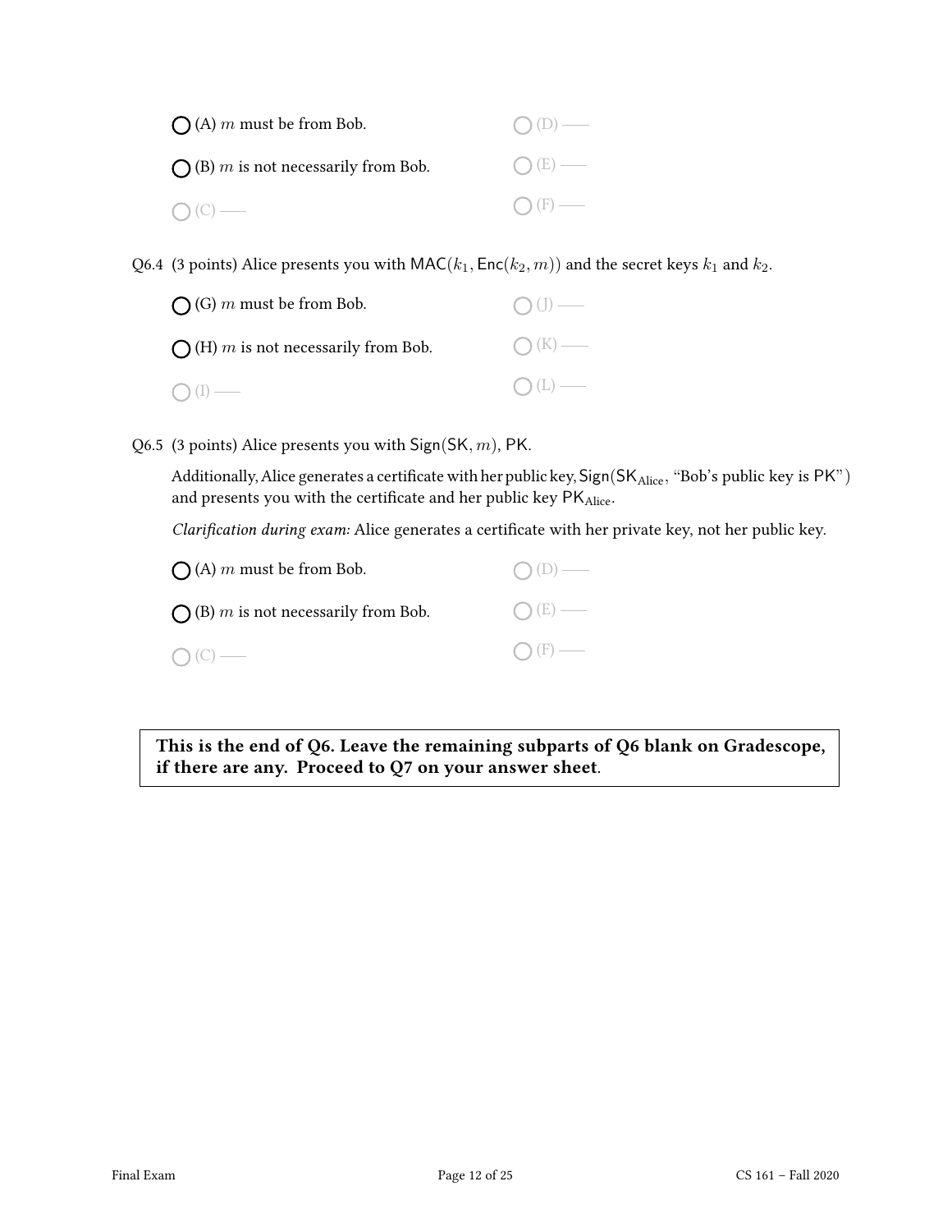- ◯ (A) $m$ must be from Bob.
- ◯ (B) $m$ is not necessarily from Bob.
- ◯ (C) —
- ◯ (D) —
- ◯ (E) —
- ◯ (F) —

Q6.4 (3 points) Alice presents you with $\mathsf{MAC}(k_1, \mathsf{Enc}(k_2, m))$ and the secret keys $k_1$ and $k_2$.

- ◯ (G) $m$ must be from Bob.
- ◯ (H) $m$ is not necessarily from Bob.
- ◯ (I) —
- ◯ (J) —
- ◯ (K) —
- ◯ (L) —

Q6.5 (3 points) Alice presents you with $\mathsf{Sign}(\mathsf{SK}, m)$, $\mathsf{PK}$.

Additionally, Alice generates a certificate with her public key, $\mathsf{Sign}(\mathsf{SK}_{\text{Alice}}, \text{"Bob's public key is PK"})$ and presents you with the certificate and her public key $\mathsf{PK}_{\text{Alice}}$.

*Clarification during exam:* Alice generates a certificate with her private key, not her public key.

- ◯ (A) $m$ must be from Bob.
- ◯ (B) $m$ is not necessarily from Bob.
- ◯ (C) —
- ◯ (D) —
- ◯ (E) —
- ◯ (F) —

**This is the end of Q6. Leave the remaining subparts of Q6 blank on Gradescope, if there are any. Proceed to Q7 on your answer sheet.**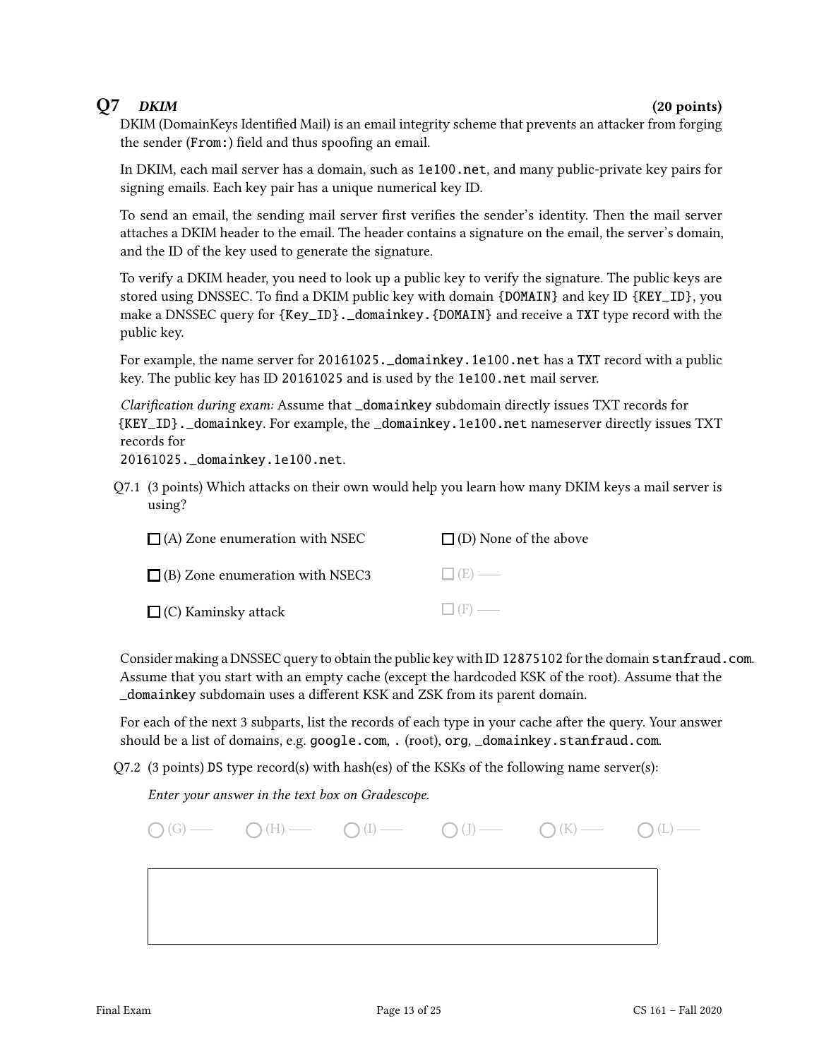## Q7 *DKIM* (20 points)

DKIM (DomainKeys Identified Mail) is an email integrity scheme that prevents an attacker from forging the sender (`From:`) field and thus spoofing an email.

In DKIM, each mail server has a domain, such as `1e100.net`, and many public-private key pairs for signing emails. Each key pair has a unique numerical key ID.

To send an email, the sending mail server first verifies the sender's identity. Then the mail server attaches a DKIM header to the email. The header contains a signature on the email, the server's domain, and the ID of the key used to generate the signature.

To verify a DKIM header, you need to look up a public key to verify the signature. The public keys are stored using DNSSEC. To find a DKIM public key with domain `{DOMAIN}` and key ID `{KEY_ID}`, you make a DNSSEC query for `{Key_ID}._domainkey.{DOMAIN}` and receive a `TXT` type record with the public key.

For example, the name server for `20161025._domainkey.1e100.net` has a `TXT` record with a public key. The public key has ID `20161025` and is used by the `1e100.net` mail server.

*Clarification during exam:* Assume that `_domainkey` subdomain directly issues TXT records for `{KEY_ID}._domainkey`. For example, the `_domainkey.1e100.net` nameserver directly issues TXT records for `20161025._domainkey.1e100.net`.

Q7.1 (3 points) Which attacks on their own would help you learn how many DKIM keys a mail server is using?

- ☐ (A) Zone enumeration with NSEC
- ☐ (B) Zone enumeration with NSEC3
- ☐ (C) Kaminsky attack
- ☐ (D) None of the above
- ☐ (E) ——
- ☐ (F) ——

Consider making a DNSSEC query to obtain the public key with ID `12875102` for the domain `stanfraud.com`. Assume that you start with an empty cache (except the hardcoded KSK of the root). Assume that the `_domainkey` subdomain uses a different KSK and ZSK from its parent domain.

For each of the next 3 subparts, list the records of each type in your cache after the query. Your answer should be a list of domains, e.g. `google.com`, `.` (root), `org`, `_domainkey.stanfraud.com`.

Q7.2 (3 points) `DS` type record(s) with hash(es) of the KSKs of the following name server(s):

*Enter your answer in the text box on Gradescope.*

○ (G) —— ○ (H) —— ○ (I) —— ○ (J) —— ○ (K) —— ○ (L) ——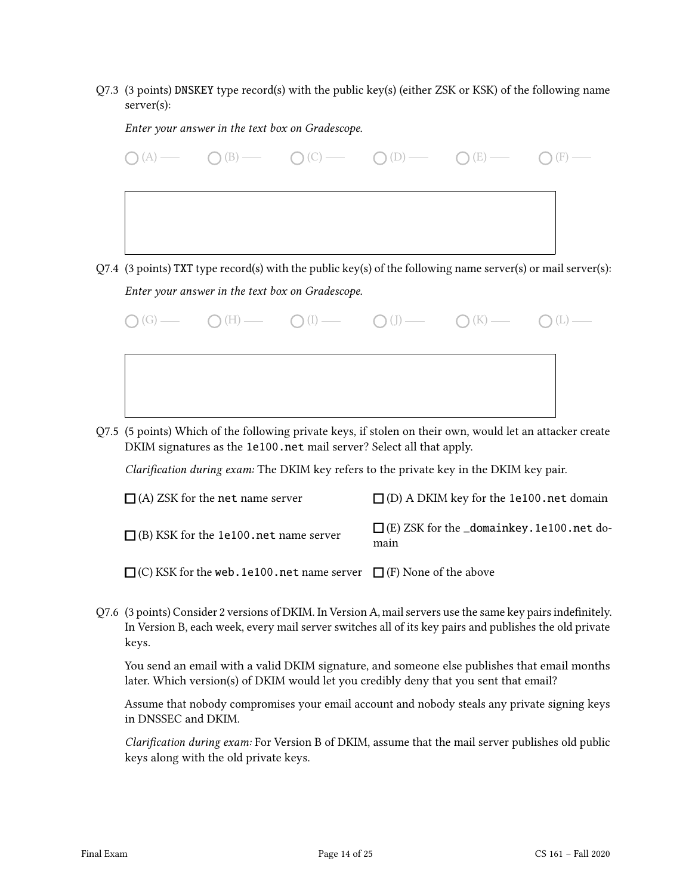Q7.3 (3 points) DNSKEY type record(s) with the public key(s) (either ZSK or KSK) of the following name server(s):

*Enter your answer in the text box on Gradescope.*

◯ (A) —— ◯ (B) —— ◯ (C) —— ◯ (D) —— ◯ (E) —— ◯ (F) ——

Q7.4 (3 points) TXT type record(s) with the public key(s) of the following name server(s) or mail server(s):

*Enter your answer in the text box on Gradescope.*

◯ (G) —— ◯ (H) —— ◯ (I) —— ◯ (J) —— ◯ (K) —— ◯ (L) ——

Q7.5 (5 points) Which of the following private keys, if stolen on their own, would let an attacker create DKIM signatures as the `1e100.net` mail server? Select all that apply.

*Clarification during exam:* The DKIM key refers to the private key in the DKIM key pair.

☐ (A) ZSK for the `net` name server

☐ (B) KSK for the `1e100.net` name server

☐ (C) KSK for the `web.1e100.net` name server

☐ (D) A DKIM key for the `1e100.net` domain

☐ (E) ZSK for the `_domainkey.1e100.net` domain

☐ (F) None of the above

Q7.6 (3 points) Consider 2 versions of DKIM. In Version A, mail servers use the same key pairs indefinitely. In Version B, each week, every mail server switches all of its key pairs and publishes the old private keys.

You send an email with a valid DKIM signature, and someone else publishes that email months later. Which version(s) of DKIM would let you credibly deny that you sent that email?

Assume that nobody compromises your email account and nobody steals any private signing keys in DNSSEC and DKIM.

*Clarification during exam:* For Version B of DKIM, assume that the mail server publishes old public keys along with the old private keys.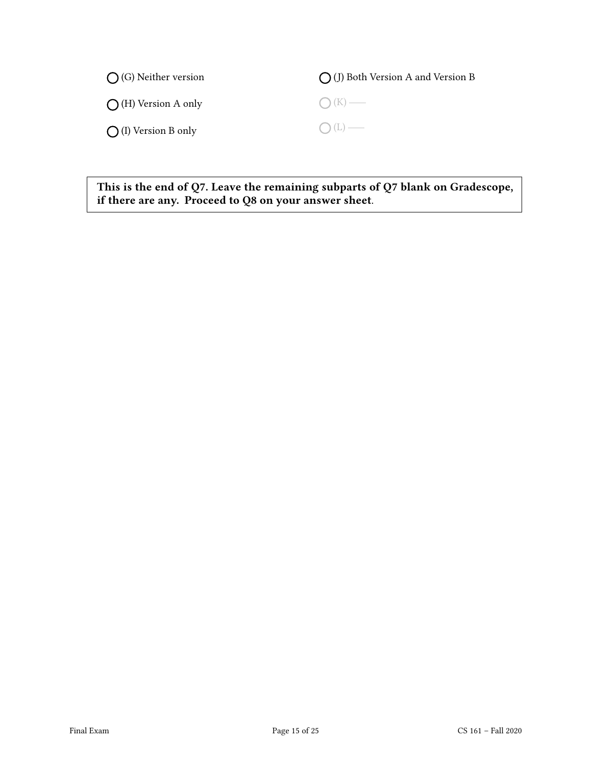◯ (G) Neither version

◯ (H) Version A only

◯ (I) Version B only

◯ (J) Both Version A and Version B

◯ (K) ——

◯ (L) ——

**This is the end of Q7. Leave the remaining subparts of Q7 blank on Gradescope, if there are any. Proceed to Q8 on your answer sheet**.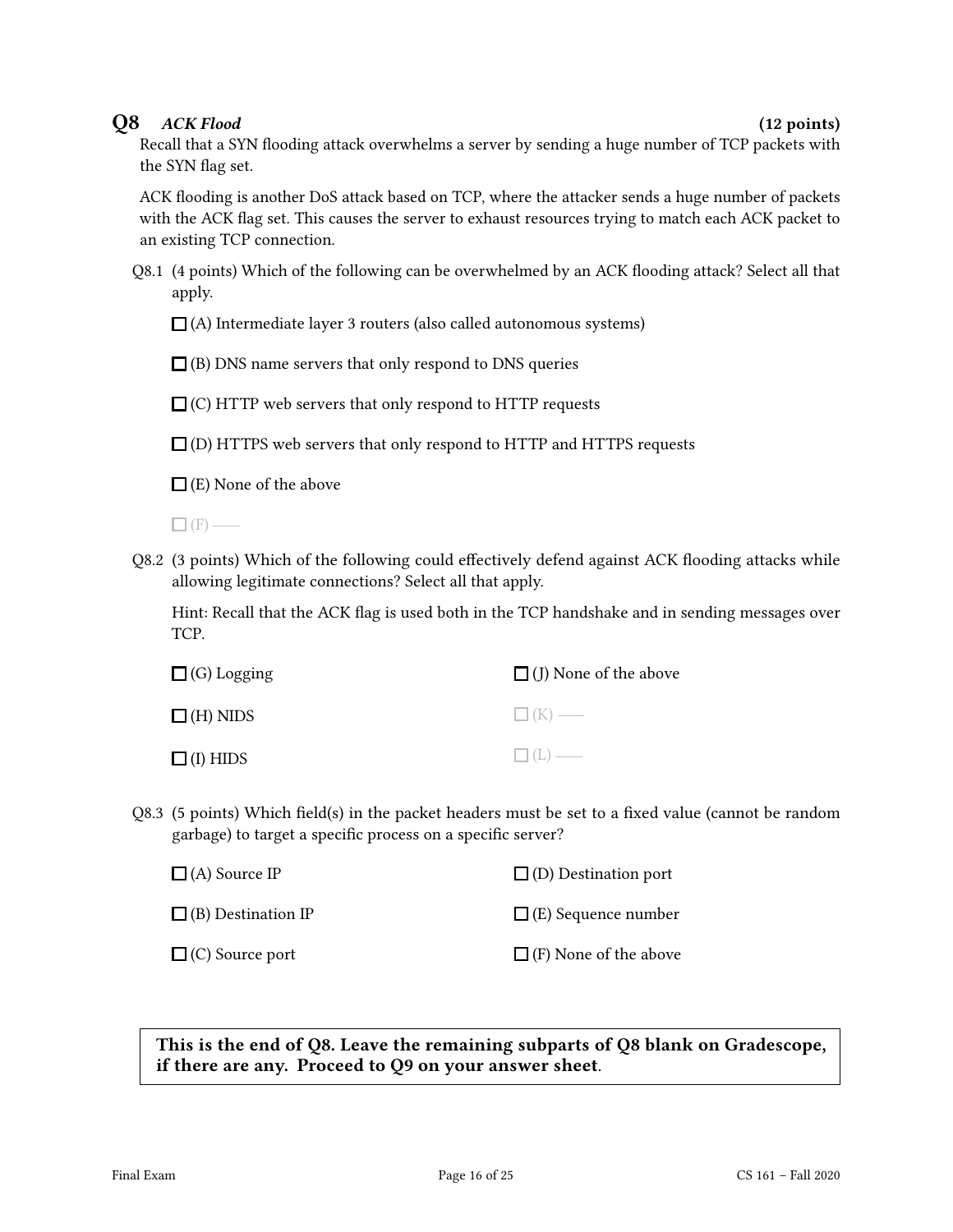## Q8 *ACK Flood* (12 points)

Recall that a SYN flooding attack overwhelms a server by sending a huge number of TCP packets with the SYN flag set.

ACK flooding is another DoS attack based on TCP, where the attacker sends a huge number of packets with the ACK flag set. This causes the server to exhaust resources trying to match each ACK packet to an existing TCP connection.

Q8.1 (4 points) Which of the following can be overwhelmed by an ACK flooding attack? Select all that apply.

☐ (A) Intermediate layer 3 routers (also called autonomous systems)

☐ (B) DNS name servers that only respond to DNS queries

☐ (C) HTTP web servers that only respond to HTTP requests

☐ (D) HTTPS web servers that only respond to HTTP and HTTPS requests

☐ (E) None of the above

☐ (F) ——

Q8.2 (3 points) Which of the following could effectively defend against ACK flooding attacks while allowing legitimate connections? Select all that apply.

Hint: Recall that the ACK flag is used both in the TCP handshake and in sending messages over TCP.

☐ (G) Logging

☐ (H) NIDS

☐ (I) HIDS

☐ (J) None of the above

☐ (K) ——

☐ (L) ——

Q8.3 (5 points) Which field(s) in the packet headers must be set to a fixed value (cannot be random garbage) to target a specific process on a specific server?

☐ (A) Source IP

☐ (B) Destination IP

☐ (C) Source port

☐ (D) Destination port

☐ (E) Sequence number

☐ (F) None of the above

**This is the end of Q8. Leave the remaining subparts of Q8 blank on Gradescope, if there are any. Proceed to Q9 on your answer sheet.**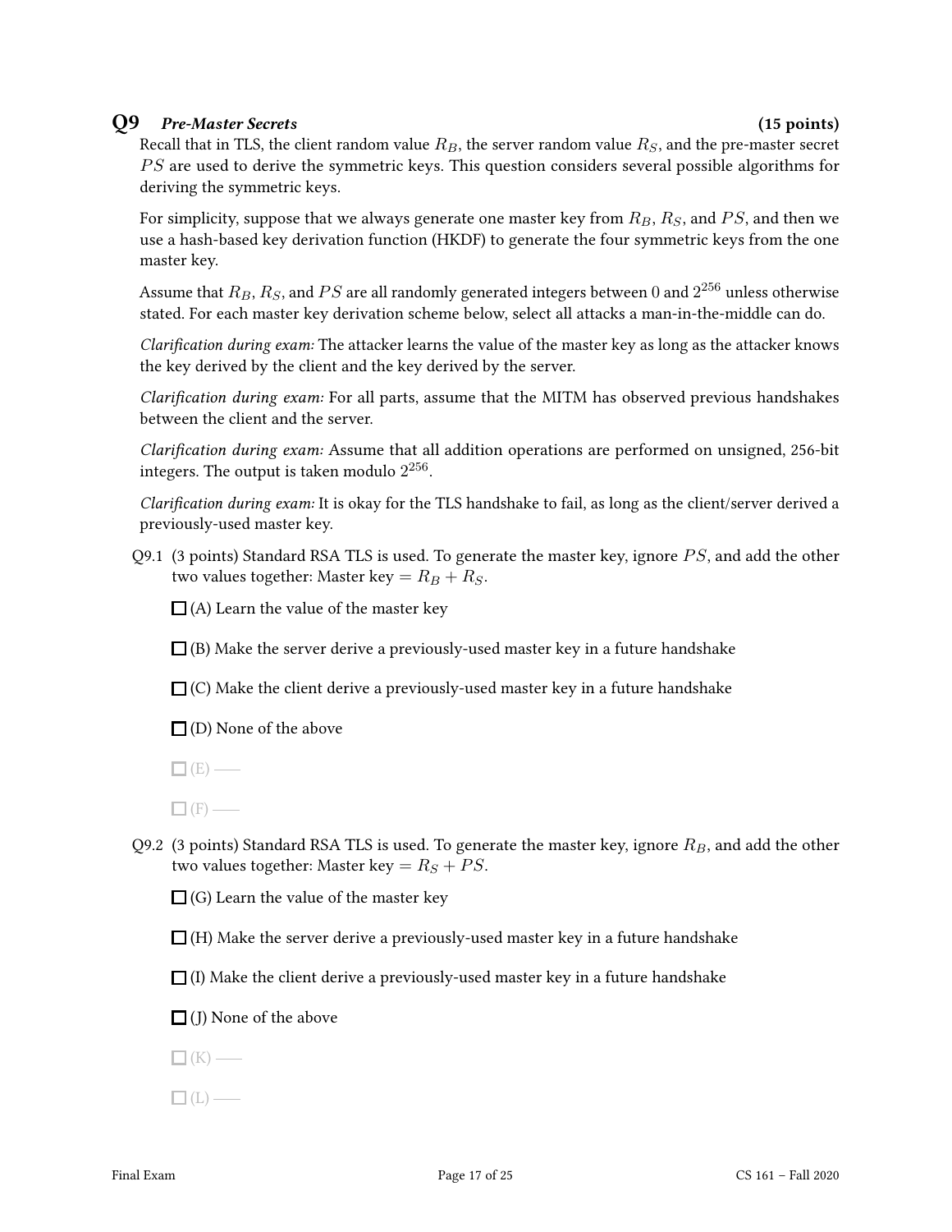## Q9 *Pre-Master Secrets* (15 points)

Recall that in TLS, the client random value $R_B$, the server random value $R_S$, and the pre-master secret $PS$ are used to derive the symmetric keys. This question considers several possible algorithms for deriving the symmetric keys.

For simplicity, suppose that we always generate one master key from $R_B$, $R_S$, and $PS$, and then we use a hash-based key derivation function (HKDF) to generate the four symmetric keys from the one master key.

Assume that $R_B$, $R_S$, and $PS$ are all randomly generated integers between 0 and $2^{256}$ unless otherwise stated. For each master key derivation scheme below, select all attacks a man-in-the-middle can do.

*Clarification during exam:* The attacker learns the value of the master key as long as the attacker knows the key derived by the client and the key derived by the server.

*Clarification during exam:* For all parts, assume that the MITM has observed previous handshakes between the client and the server.

*Clarification during exam:* Assume that all addition operations are performed on unsigned, 256-bit integers. The output is taken modulo $2^{256}$.

*Clarification during exam:* It is okay for the TLS handshake to fail, as long as the client/server derived a previously-used master key.

Q9.1 (3 points) Standard RSA TLS is used. To generate the master key, ignore $PS$, and add the other two values together: Master key $= R_B + R_S$.

☐ (A) Learn the value of the master key

☐ (B) Make the server derive a previously-used master key in a future handshake

☐ (C) Make the client derive a previously-used master key in a future handshake

☐ (D) None of the above

☐ (E) ——

☐ (F) ——

Q9.2 (3 points) Standard RSA TLS is used. To generate the master key, ignore $R_B$, and add the other two values together: Master key $= R_S + PS$.

☐ (G) Learn the value of the master key

☐ (H) Make the server derive a previously-used master key in a future handshake

☐ (I) Make the client derive a previously-used master key in a future handshake

☐ (J) None of the above

☐ (K) ——

☐ (L) ——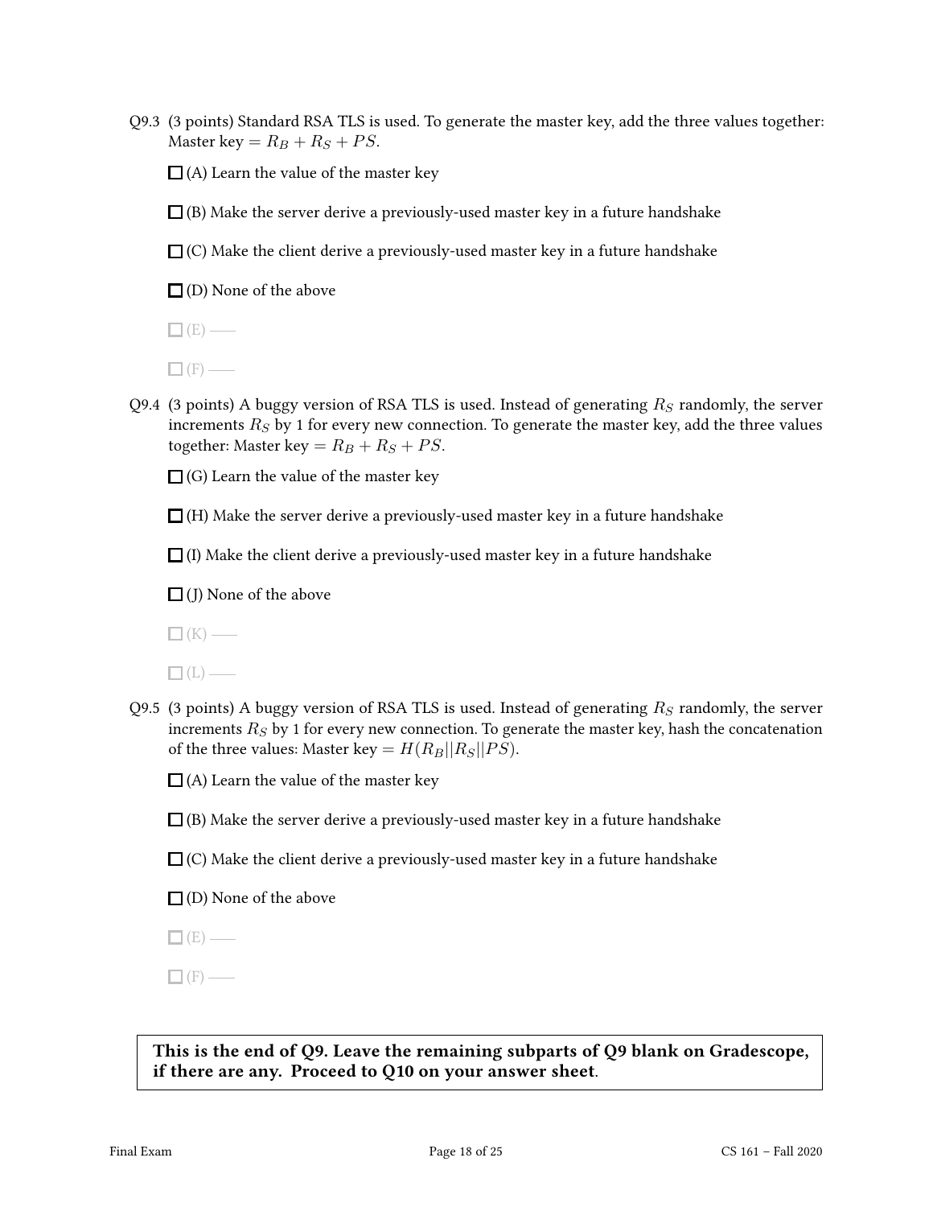Q9.3 (3 points) Standard RSA TLS is used. To generate the master key, add the three values together: Master key $= R_B + R_S + PS$.

☐ (A) Learn the value of the master key

☐ (B) Make the server derive a previously-used master key in a future handshake

☐ (C) Make the client derive a previously-used master key in a future handshake

☐ (D) None of the above

☐ (E) ——

☐ (F) ——

Q9.4 (3 points) A buggy version of RSA TLS is used. Instead of generating $R_S$ randomly, the server increments $R_S$ by 1 for every new connection. To generate the master key, add the three values together: Master key $= R_B + R_S + PS$.

☐ (G) Learn the value of the master key

☐ (H) Make the server derive a previously-used master key in a future handshake

☐ (I) Make the client derive a previously-used master key in a future handshake

☐ (J) None of the above

☐ (K) ——

☐ (L) ——

Q9.5 (3 points) A buggy version of RSA TLS is used. Instead of generating $R_S$ randomly, the server increments $R_S$ by 1 for every new connection. To generate the master key, hash the concatenation of the three values: Master key $= H(R_B || R_S || PS)$.

☐ (A) Learn the value of the master key

☐ (B) Make the server derive a previously-used master key in a future handshake

☐ (C) Make the client derive a previously-used master key in a future handshake

☐ (D) None of the above

☐ (E) ——

☐ (F) ——

**This is the end of Q9. Leave the remaining subparts of Q9 blank on Gradescope, if there are any. Proceed to Q10 on your answer sheet**.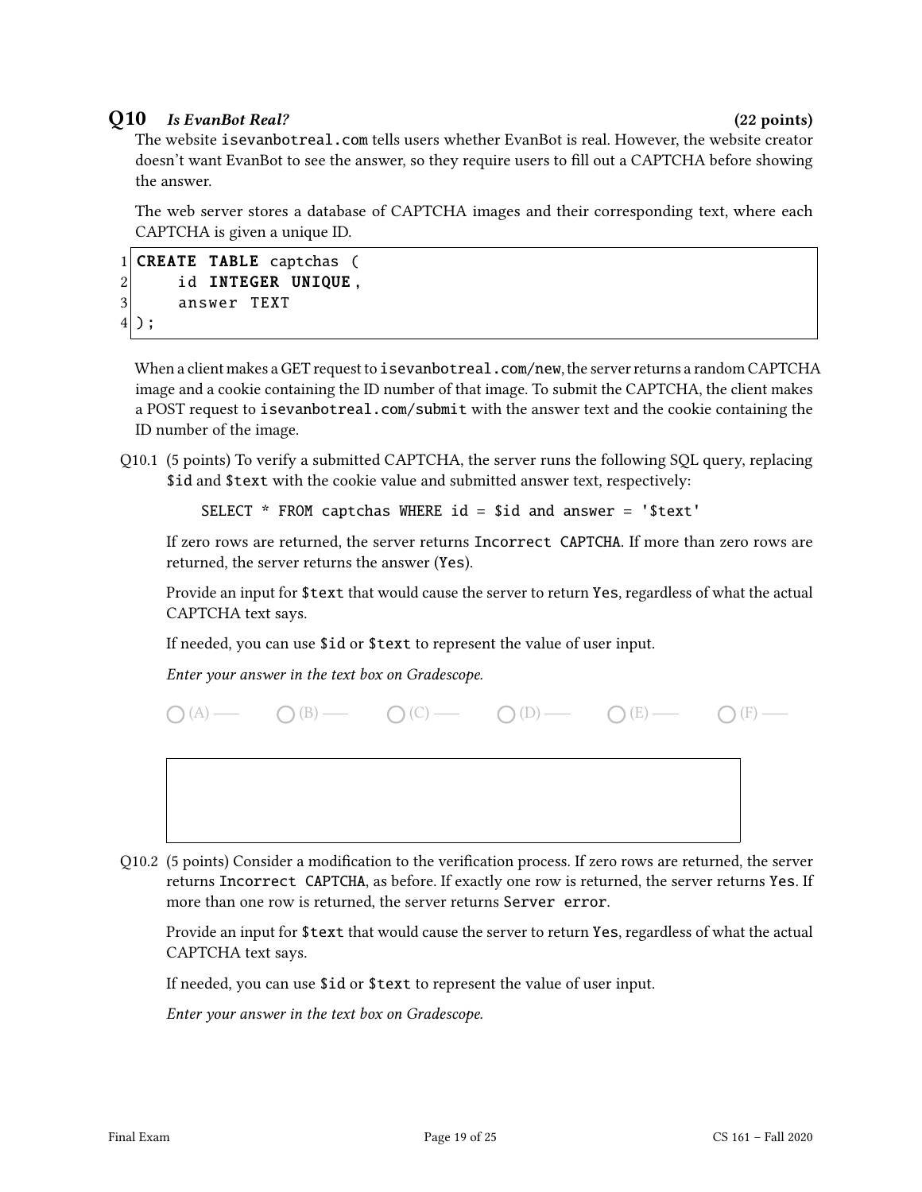## Q10 *Is EvanBot Real?* (22 points)

The website `isevanbotreal.com` tells users whether EvanBot is real. However, the website creator doesn't want EvanBot to see the answer, so they require users to fill out a CAPTCHA before showing the answer.

The web server stores a database of CAPTCHA images and their corresponding text, where each CAPTCHA is given a unique ID.

```
1 CREATE TABLE captchas (
2     id INTEGER UNIQUE,
3     answer TEXT
4 );
```

When a client makes a GET request to `isevanbotreal.com/new`, the server returns a random CAPTCHA image and a cookie containing the ID number of that image. To submit the CAPTCHA, the client makes a POST request to `isevanbotreal.com/submit` with the answer text and the cookie containing the ID number of the image.

Q10.1 (5 points) To verify a submitted CAPTCHA, the server runs the following SQL query, replacing `$id` and `$text` with the cookie value and submitted answer text, respectively:

```
SELECT * FROM captchas WHERE id = $id and answer = '$text'
```

If zero rows are returned, the server returns `Incorrect CAPTCHA`. If more than zero rows are returned, the server returns the answer (`Yes`).

Provide an input for `$text` that would cause the server to return `Yes`, regardless of what the actual CAPTCHA text says.

If needed, you can use `$id` or `$text` to represent the value of user input.

*Enter your answer in the text box on Gradescope.*

○ (A) —— ○ (B) —— ○ (C) —— ○ (D) —— ○ (E) —— ○ (F) ——

Q10.2 (5 points) Consider a modification to the verification process. If zero rows are returned, the server returns `Incorrect CAPTCHA`, as before. If exactly one row is returned, the server returns `Yes`. If more than one row is returned, the server returns `Server error`.

Provide an input for `$text` that would cause the server to return `Yes`, regardless of what the actual CAPTCHA text says.

If needed, you can use `$id` or `$text` to represent the value of user input.

*Enter your answer in the text box on Gradescope.*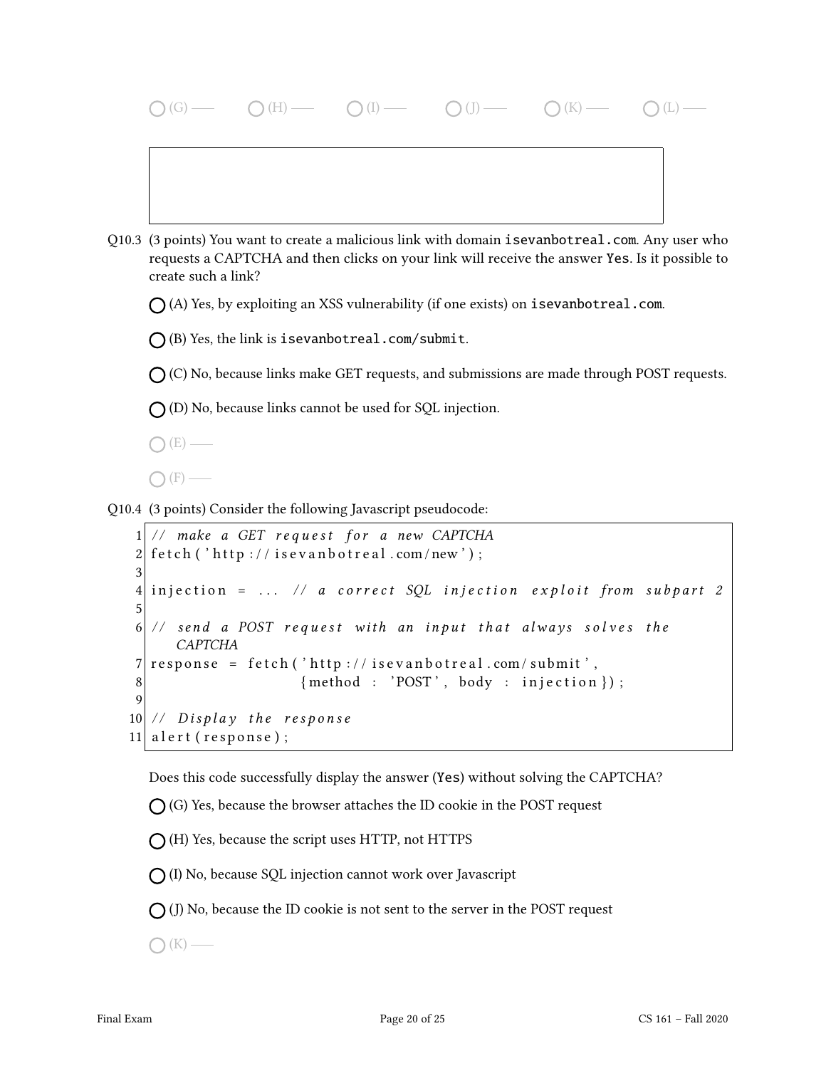○ (G) —— ○ (H) —— ○ (I) —— ○ (J) —— ○ (K) —— ○ (L) ——

|   |
|---|
|   |

Q10.3 (3 points) You want to create a malicious link with domain `isevanbotreal.com`. Any user who requests a CAPTCHA and then clicks on your link will receive the answer `Yes`. Is it possible to create such a link?

○ (A) Yes, by exploiting an XSS vulnerability (if one exists) on `isevanbotreal.com`.

○ (B) Yes, the link is `isevanbotreal.com/submit`.

○ (C) No, because links make GET requests, and submissions are made through POST requests.

○ (D) No, because links cannot be used for SQL injection.

○ (E) ——

○ (F) ——

Q10.4 (3 points) Consider the following Javascript pseudocode:

```
1  // make a GET request for a new CAPTCHA
2  fetch('http://isevanbotreal.com/new');
3
4  injection = ... // a correct SQL injection exploit from subpart 2
5
6  // send a POST request with an input that always solves the
   CAPTCHA
7  response = fetch('http://isevanbotreal.com/submit',
8                   {method : 'POST', body : injection});
9
10 // Display the response
11 alert(response);
```

Does this code successfully display the answer (`Yes`) without solving the CAPTCHA?

○ (G) Yes, because the browser attaches the ID cookie in the POST request

○ (H) Yes, because the script uses HTTP, not HTTPS

○ (I) No, because SQL injection cannot work over Javascript

○ (J) No, because the ID cookie is not sent to the server in the POST request

○ (K) ——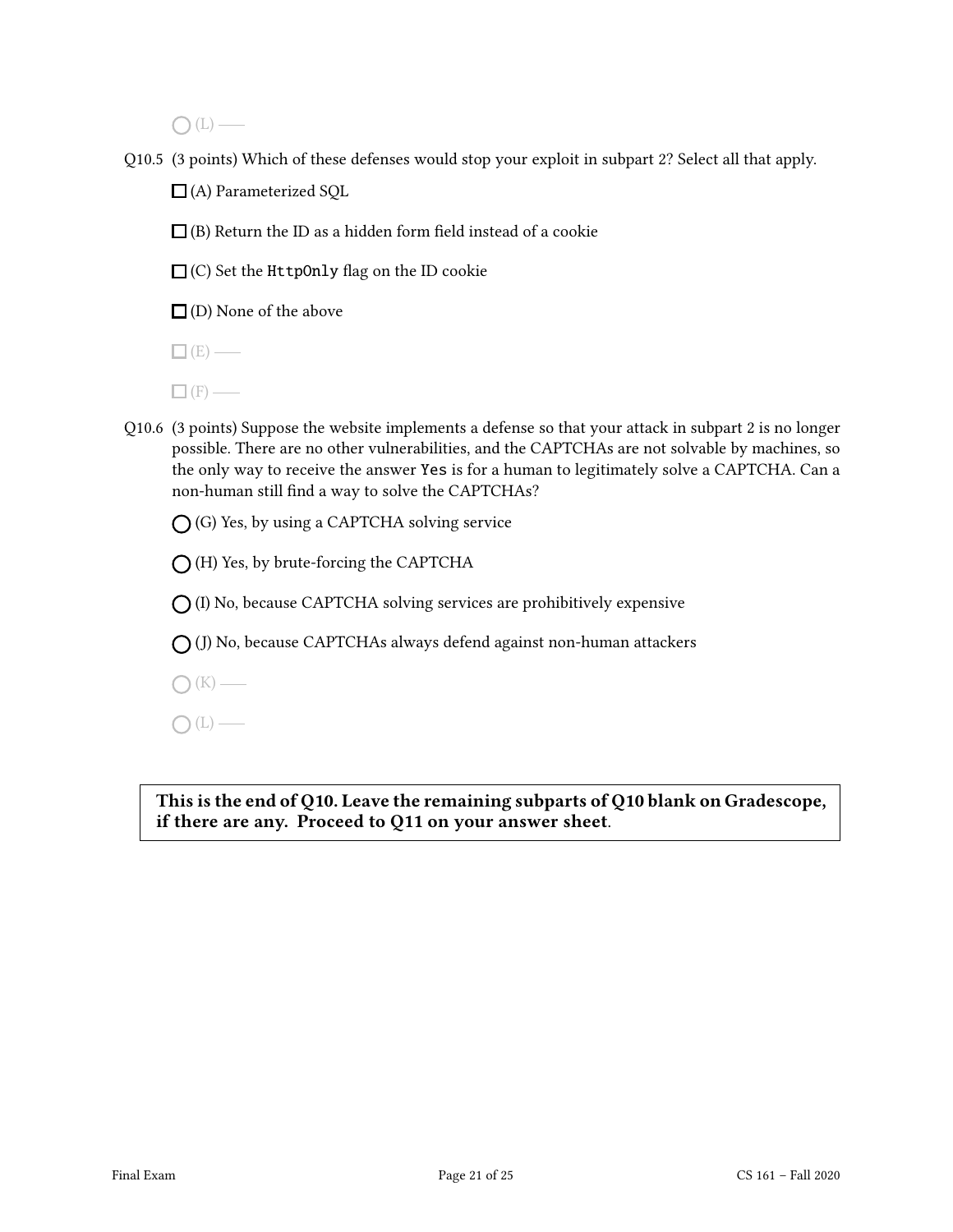○ (L) ——

Q10.5 (3 points) Which of these defenses would stop your exploit in subpart 2? Select all that apply.

☐ (A) Parameterized SQL

☐ (B) Return the ID as a hidden form field instead of a cookie

☐ (C) Set the `HttpOnly` flag on the ID cookie

☐ (D) None of the above

☐ (E) ——

☐ (F) ——

Q10.6 (3 points) Suppose the website implements a defense so that your attack in subpart 2 is no longer possible. There are no other vulnerabilities, and the CAPTCHAs are not solvable by machines, so the only way to receive the answer `Yes` is for a human to legitimately solve a CAPTCHA. Can a non-human still find a way to solve the CAPTCHAs?

○ (G) Yes, by using a CAPTCHA solving service

○ (H) Yes, by brute-forcing the CAPTCHA

○ (I) No, because CAPTCHA solving services are prohibitively expensive

○ (J) No, because CAPTCHAs always defend against non-human attackers

○ (K) ——

○ (L) ——

**This is the end of Q10. Leave the remaining subparts of Q10 blank on Gradescope, if there are any. Proceed to Q11 on your answer sheet.**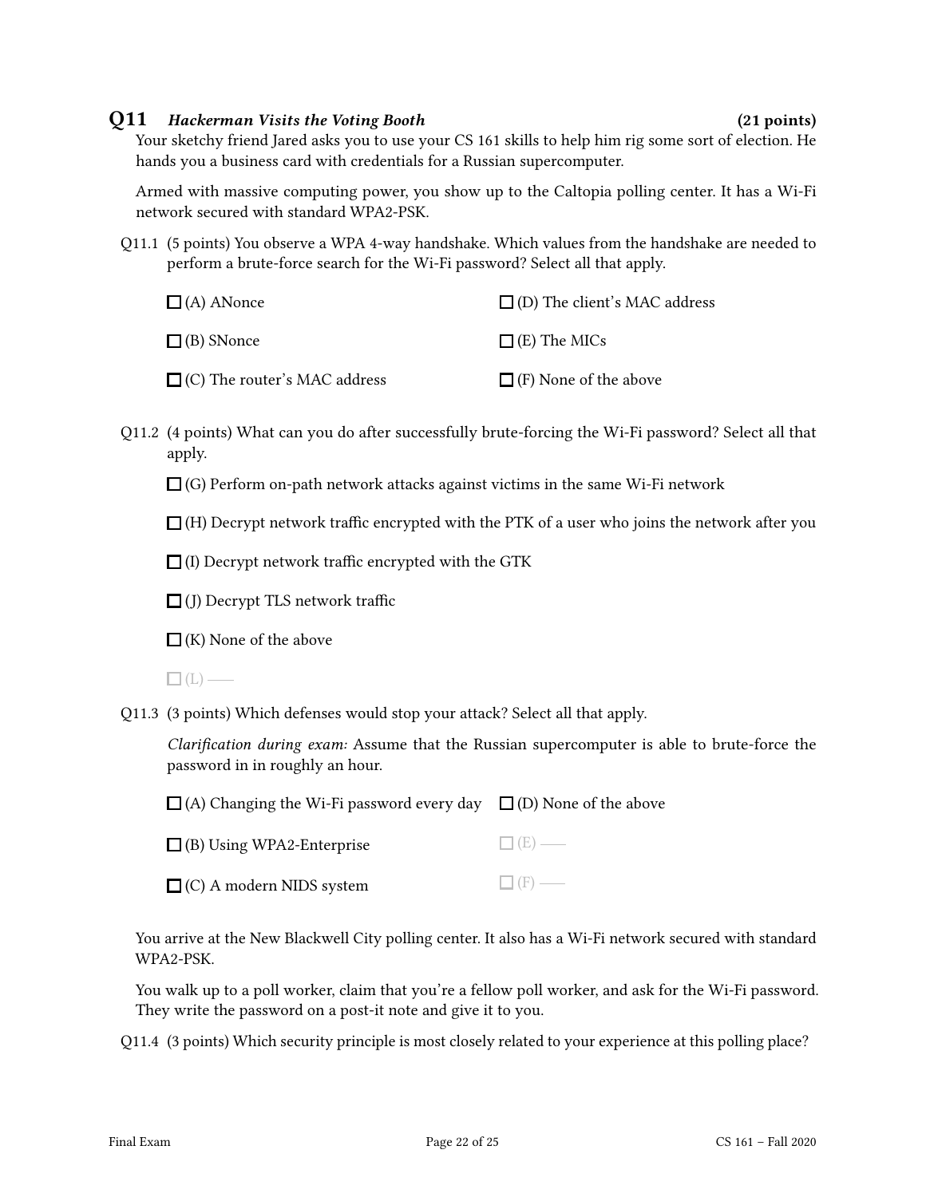## Q11 *Hackerman Visits the Voting Booth* (21 points)

Your sketchy friend Jared asks you to use your CS 161 skills to help him rig some sort of election. He hands you a business card with credentials for a Russian supercomputer.

Armed with massive computing power, you show up to the Caltopia polling center. It has a Wi-Fi network secured with standard WPA2-PSK.

Q11.1 (5 points) You observe a WPA 4-way handshake. Which values from the handshake are needed to perform a brute-force search for the Wi-Fi password? Select all that apply.

☐ (A) ANonce

☐ (B) SNonce

☐ (C) The router's MAC address

☐ (D) The client's MAC address

☐ (E) The MICs

☐ (F) None of the above

Q11.2 (4 points) What can you do after successfully brute-forcing the Wi-Fi password? Select all that apply.

☐ (G) Perform on-path network attacks against victims in the same Wi-Fi network

☐ (H) Decrypt network traffic encrypted with the PTK of a user who joins the network after you

☐ (I) Decrypt network traffic encrypted with the GTK

☐ (J) Decrypt TLS network traffic

☐ (K) None of the above

☐ (L) ——

Q11.3 (3 points) Which defenses would stop your attack? Select all that apply.

*Clarification during exam:* Assume that the Russian supercomputer is able to brute-force the password in in roughly an hour.

☐ (A) Changing the Wi-Fi password every day

☐ (B) Using WPA2-Enterprise

☐ (C) A modern NIDS system

☐ (D) None of the above

☐ (E) ——

☐ (F) ——

You arrive at the New Blackwell City polling center. It also has a Wi-Fi network secured with standard WPA2-PSK.

You walk up to a poll worker, claim that you're a fellow poll worker, and ask for the Wi-Fi password. They write the password on a post-it note and give it to you.

Q11.4 (3 points) Which security principle is most closely related to your experience at this polling place?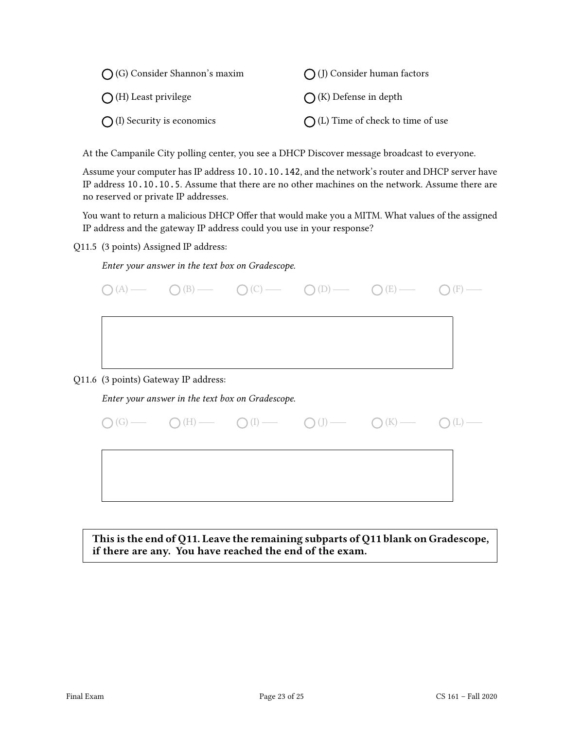- ◯ (G) Consider Shannon's maxim
- ◯ (H) Least privilege
- ◯ (I) Security is economics
- ◯ (J) Consider human factors
- ◯ (K) Defense in depth
- ◯ (L) Time of check to time of use

At the Campanile City polling center, you see a DHCP Discover message broadcast to everyone.

Assume your computer has IP address `10.10.10.142`, and the network's router and DHCP server have IP address `10.10.10.5`. Assume that there are no other machines on the network. Assume there are no reserved or private IP addresses.

You want to return a malicious DHCP Offer that would make you a MITM. What values of the assigned IP address and the gateway IP address could you use in your response?

Q11.5 (3 points) Assigned IP address:

*Enter your answer in the text box on Gradescope.*

◯ (A) —— ◯ (B) —— ◯ (C) —— ◯ (D) —— ◯ (E) —— ◯ (F) ——

Q11.6 (3 points) Gateway IP address:

*Enter your answer in the text box on Gradescope.*

◯ (G) —— ◯ (H) —— ◯ (I) —— ◯ (J) —— ◯ (K) —— ◯ (L) ——

**This is the end of Q11. Leave the remaining subparts of Q11 blank on Gradescope, if there are any. You have reached the end of the exam.**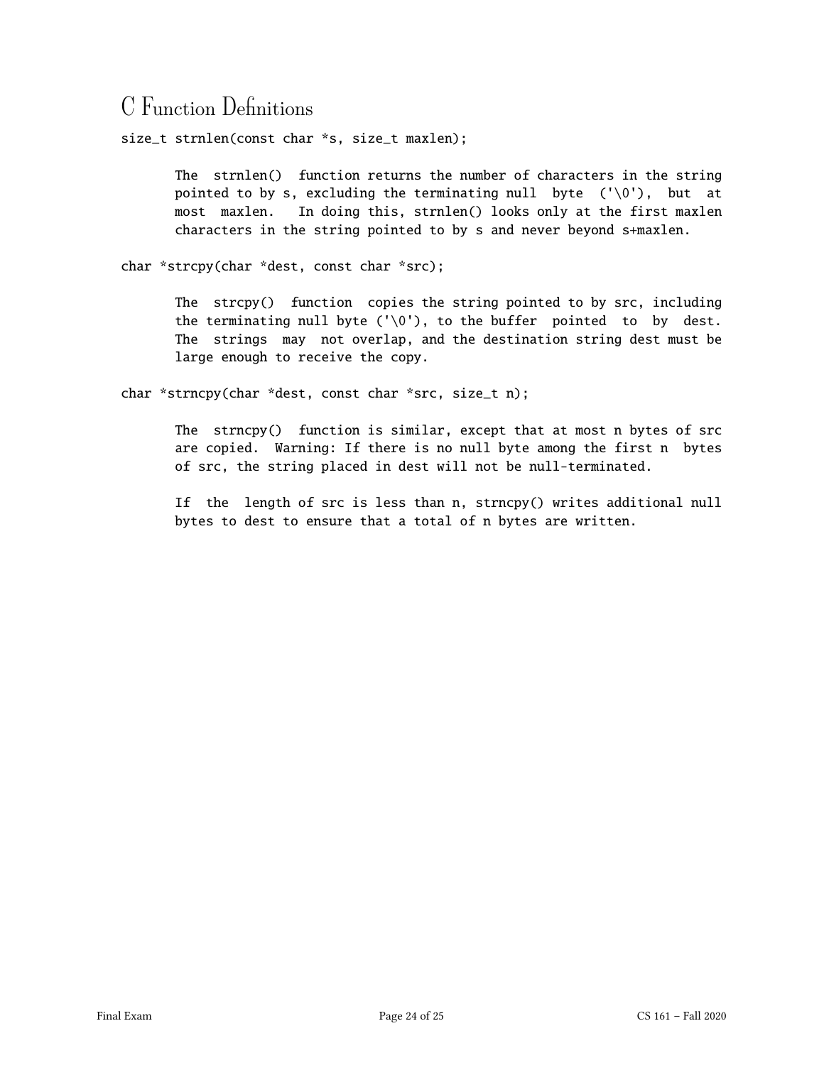# C Function Definitions

```
size_t strnlen(const char *s, size_t maxlen);

       The  strnlen()  function returns the number of characters in the string
       pointed to by s, excluding the terminating null  byte  ('\0'),  but  at
       most  maxlen.   In doing this, strnlen() looks only at the first maxlen
       characters in the string pointed to by s and never beyond s+maxlen.

char *strcpy(char *dest, const char *src);

       The  strcpy()  function  copies the string pointed to by src, including
       the terminating null byte ('\0'), to the buffer  pointed  to  by  dest.
       The  strings  may  not overlap, and the destination string dest must be
       large enough to receive the copy.

char *strncpy(char *dest, const char *src, size_t n);

       The  strncpy()  function is similar, except that at most n bytes of src
       are copied.  Warning: If there is no null byte among the first n  bytes
       of src, the string placed in dest will not be null-terminated.

       If  the  length of src is less than n, strncpy() writes additional null
       bytes to dest to ensure that a total of n bytes are written.
```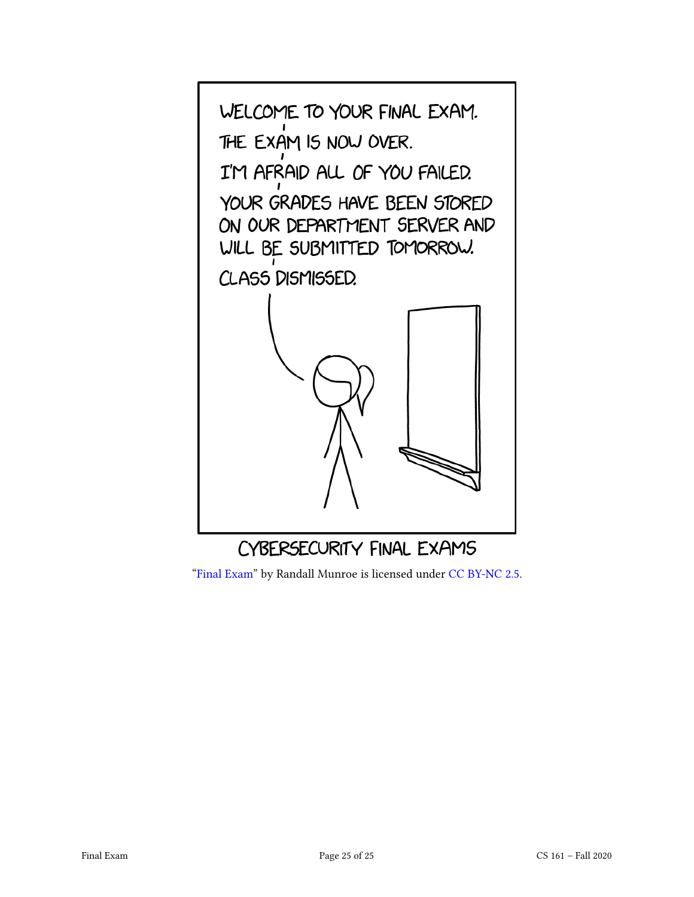CYBERSECURITY FINAL EXAMS

"Final Exam" by Randall Munroe is licensed under CC BY-NC 2.5.